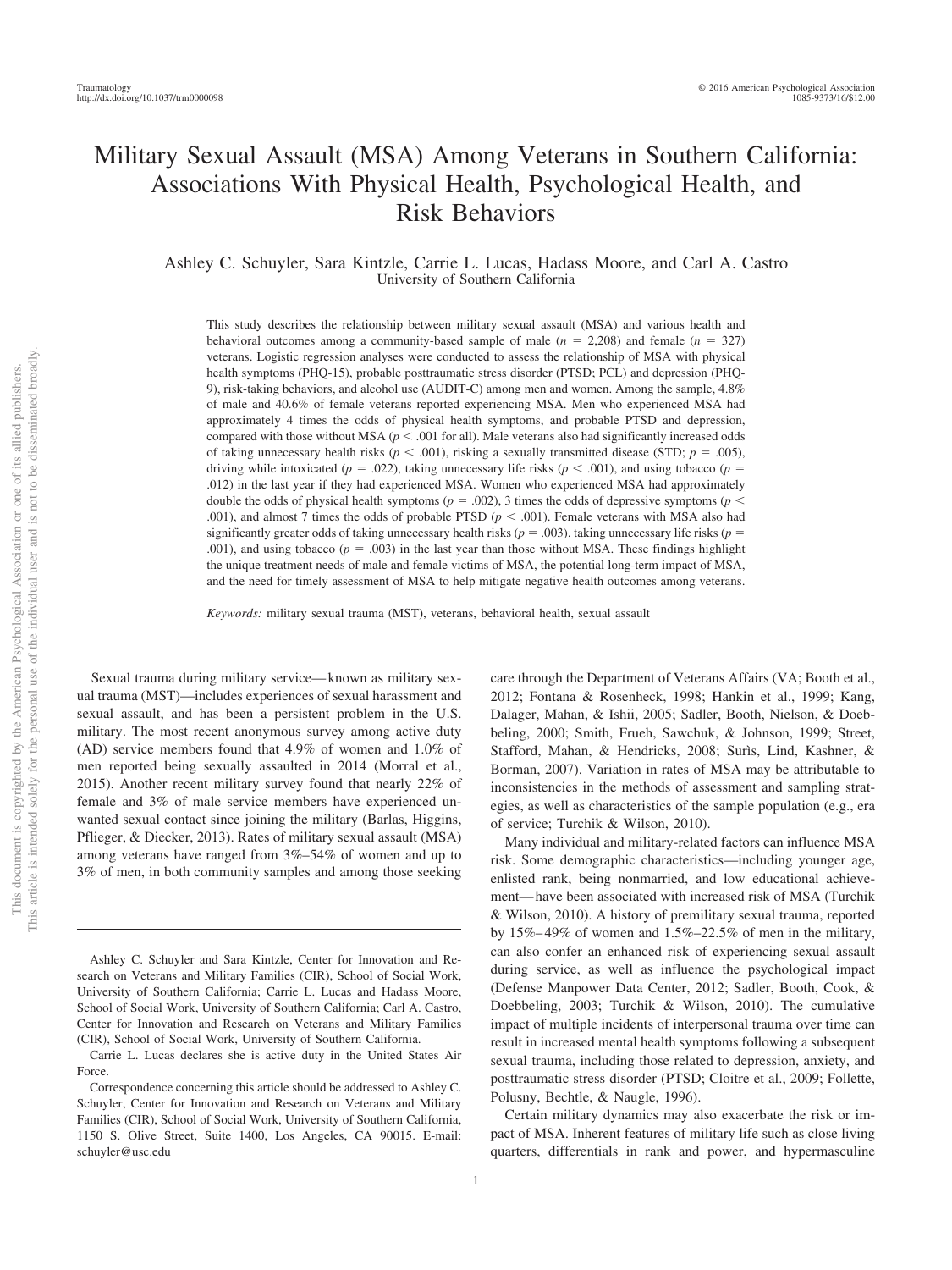# Military Sexual Assault (MSA) Among Veterans in Southern California: Associations With Physical Health, Psychological Health, and Risk Behaviors

Ashley C. Schuyler, Sara Kintzle, Carrie L. Lucas, Hadass Moore, and Carl A. Castro
University of Southern California

This study describes the relationship between military sexual assault (MSA) and various health and behavioral outcomes among a community-based sample of male ($n = 2,208$) and female ($n = 327$) veterans. Logistic regression analyses were conducted to assess the relationship of MSA with physical health symptoms (PHQ-15), probable posttraumatic stress disorder (PTSD; PCL) and depression (PHQ-9), risk-taking behaviors, and alcohol use (AUDIT-C) among men and women. Among the sample, 4.8% of male and 40.6% of female veterans reported experiencing MSA. Men who experienced MSA had approximately 4 times the odds of physical health symptoms, and probable PTSD and depression, compared with those without MSA ($p < .001$ for all). Male veterans also had significantly increased odds of taking unnecessary health risks ($p < .001$), risking a sexually transmitted disease (STD; $p = .005$), driving while intoxicated ($p = .022$), taking unnecessary life risks ($p < .001$), and using tobacco ($p = .012$) in the last year if they had experienced MSA. Women who experienced MSA had approximately double the odds of physical health symptoms ($p = .002$), 3 times the odds of depressive symptoms ($p < .001$), and almost 7 times the odds of probable PTSD ($p < .001$). Female veterans with MSA also had significantly greater odds of taking unnecessary health risks ($p = .003$), taking unnecessary life risks ($p = .001$), and using tobacco ($p = .003$) in the last year than those without MSA. These findings highlight the unique treatment needs of male and female victims of MSA, the potential long-term impact of MSA, and the need for timely assessment of MSA to help mitigate negative health outcomes among veterans.

*Keywords:* military sexual trauma (MST), veterans, behavioral health, sexual assault

Sexual trauma during military service—known as military sexual trauma (MST)—includes experiences of sexual harassment and sexual assault, and has been a persistent problem in the U.S. military. The most recent anonymous survey among active duty (AD) service members found that 4.9% of women and 1.0% of men reported being sexually assaulted in 2014 (Morral et al., 2015). Another recent military survey found that nearly 22% of female and 3% of male service members have experienced unwanted sexual contact since joining the military (Barlas, Higgins, Pflieger, & Diecker, 2013). Rates of military sexual assault (MSA) among veterans have ranged from 3%–54% of women and up to 3% of men, in both community samples and among those seeking care through the Department of Veterans Affairs (VA; Booth et al., 2012; Fontana & Rosenheck, 1998; Hankin et al., 1999; Kang, Dalager, Mahan, & Ishii, 2005; Sadler, Booth, Nielson, & Doebbeling, 2000; Smith, Frueh, Sawchuk, & Johnson, 1999; Street, Stafford, Mahan, & Hendricks, 2008; Surìs, Lind, Kashner, & Borman, 2007). Variation in rates of MSA may be attributable to inconsistencies in the methods of assessment and sampling strategies, as well as characteristics of the sample population (e.g., era of service; Turchik & Wilson, 2010).

Many individual and military-related factors can influence MSA risk. Some demographic characteristics—including younger age, enlisted rank, being nonmarried, and low educational achievement—have been associated with increased risk of MSA (Turchik & Wilson, 2010). A history of premilitary sexual trauma, reported by 15%–49% of women and 1.5%–22.5% of men in the military, can also confer an enhanced risk of experiencing sexual assault during service, as well as influence the psychological impact (Defense Manpower Data Center, 2012; Sadler, Booth, Cook, & Doebbeling, 2003; Turchik & Wilson, 2010). The cumulative impact of multiple incidents of interpersonal trauma over time can result in increased mental health symptoms following a subsequent sexual trauma, including those related to depression, anxiety, and posttraumatic stress disorder (PTSD; Cloitre et al., 2009; Follette, Polusny, Bechtle, & Naugle, 1996).

Certain military dynamics may also exacerbate the risk or impact of MSA. Inherent features of military life such as close living quarters, differentials in rank and power, and hypermasculine

---

Ashley C. Schuyler and Sara Kintzle, Center for Innovation and Research on Veterans and Military Families (CIR), School of Social Work, University of Southern California; Carrie L. Lucas and Hadass Moore, School of Social Work, University of Southern California; Carl A. Castro, Center for Innovation and Research on Veterans and Military Families (CIR), School of Social Work, University of Southern California.

Carrie L. Lucas declares she is active duty in the United States Air Force.

Correspondence concerning this article should be addressed to Ashley C. Schuyler, Center for Innovation and Research on Veterans and Military Families (CIR), School of Social Work, University of Southern California, 1150 S. Olive Street, Suite 1400, Los Angeles, CA 90015. E-mail: schuyler@usc.edu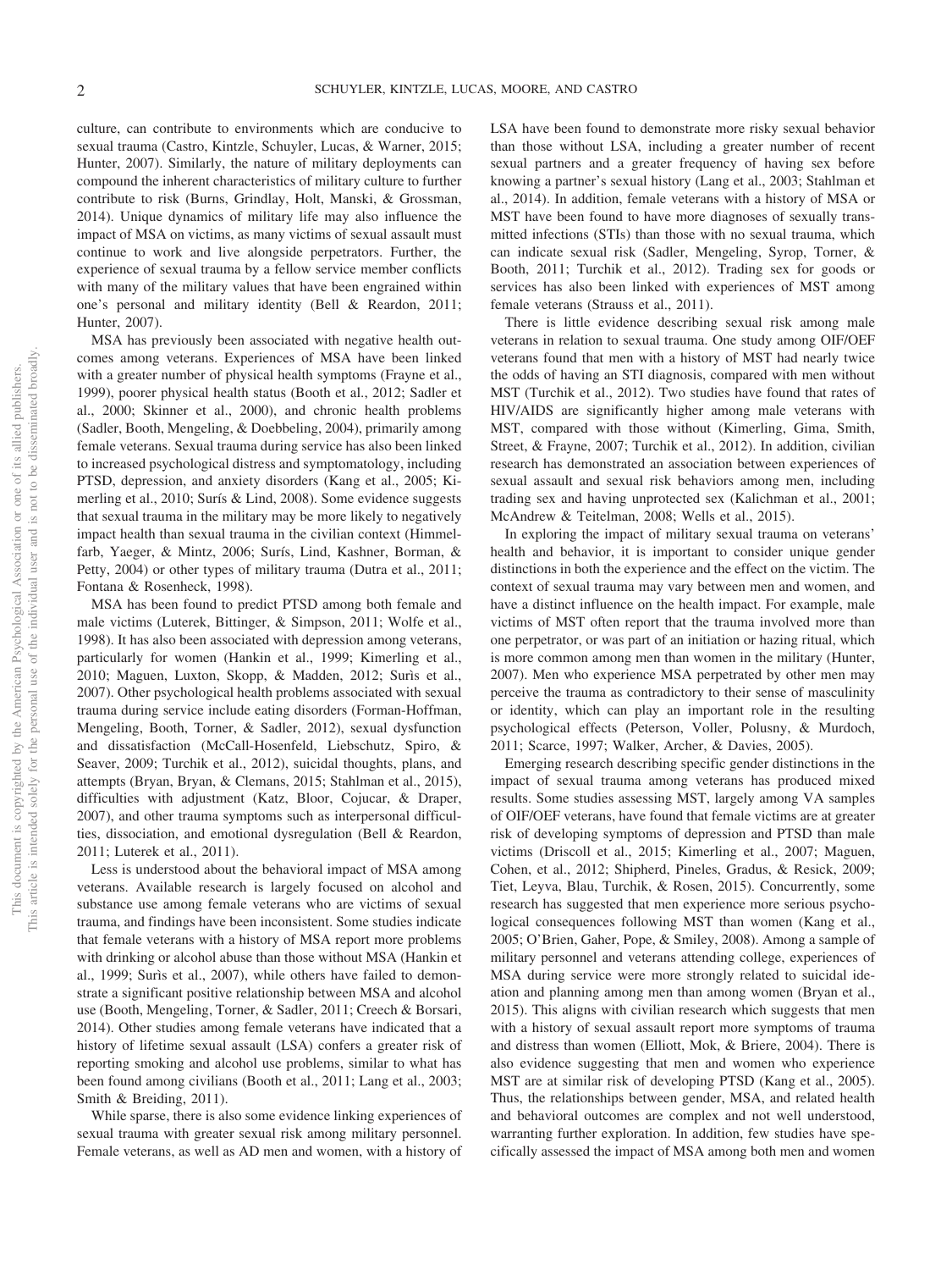culture, can contribute to environments which are conducive to sexual trauma (Castro, Kintzle, Schuyler, Lucas, & Warner, 2015; Hunter, 2007). Similarly, the nature of military deployments can compound the inherent characteristics of military culture to further contribute to risk (Burns, Grindlay, Holt, Manski, & Grossman, 2014). Unique dynamics of military life may also influence the impact of MSA on victims, as many victims of sexual assault must continue to work and live alongside perpetrators. Further, the experience of sexual trauma by a fellow service member conflicts with many of the military values that have been engrained within one's personal and military identity (Bell & Reardon, 2011; Hunter, 2007).

MSA has previously been associated with negative health outcomes among veterans. Experiences of MSA have been linked with a greater number of physical health symptoms (Frayne et al., 1999), poorer physical health status (Booth et al., 2012; Sadler et al., 2000; Skinner et al., 2000), and chronic health problems (Sadler, Booth, Mengeling, & Doebbeling, 2004), primarily among female veterans. Sexual trauma during service has also been linked to increased psychological distress and symptomatology, including PTSD, depression, and anxiety disorders (Kang et al., 2005; Kimerling et al., 2010; Surís & Lind, 2008). Some evidence suggests that sexual trauma in the military may be more likely to negatively impact health than sexual trauma in the civilian context (Himmelfarb, Yaeger, & Mintz, 2006; Surís, Lind, Kashner, Borman, & Petty, 2004) or other types of military trauma (Dutra et al., 2011; Fontana & Rosenheck, 1998).

MSA has been found to predict PTSD among both female and male victims (Luterek, Bittinger, & Simpson, 2011; Wolfe et al., 1998). It has also been associated with depression among veterans, particularly for women (Hankin et al., 1999; Kimerling et al., 2010; Maguen, Luxton, Skopp, & Madden, 2012; Surìs et al., 2007). Other psychological health problems associated with sexual trauma during service include eating disorders (Forman-Hoffman, Mengeling, Booth, Torner, & Sadler, 2012), sexual dysfunction and dissatisfaction (McCall-Hosenfeld, Liebschutz, Spiro, & Seaver, 2009; Turchik et al., 2012), suicidal thoughts, plans, and attempts (Bryan, Bryan, & Clemans, 2015; Stahlman et al., 2015), difficulties with adjustment (Katz, Bloor, Cojucar, & Draper, 2007), and other trauma symptoms such as interpersonal difficulties, dissociation, and emotional dysregulation (Bell & Reardon, 2011; Luterek et al., 2011).

Less is understood about the behavioral impact of MSA among veterans. Available research is largely focused on alcohol and substance use among female veterans who are victims of sexual trauma, and findings have been inconsistent. Some studies indicate that female veterans with a history of MSA report more problems with drinking or alcohol abuse than those without MSA (Hankin et al., 1999; Surìs et al., 2007), while others have failed to demonstrate a significant positive relationship between MSA and alcohol use (Booth, Mengeling, Torner, & Sadler, 2011; Creech & Borsari, 2014). Other studies among female veterans have indicated that a history of lifetime sexual assault (LSA) confers a greater risk of reporting smoking and alcohol use problems, similar to what has been found among civilians (Booth et al., 2011; Lang et al., 2003; Smith & Breiding, 2011).

While sparse, there is also some evidence linking experiences of sexual trauma with greater sexual risk among military personnel. Female veterans, as well as AD men and women, with a history of LSA have been found to demonstrate more risky sexual behavior than those without LSA, including a greater number of recent sexual partners and a greater frequency of having sex before knowing a partner's sexual history (Lang et al., 2003; Stahlman et al., 2014). In addition, female veterans with a history of MSA or MST have been found to have more diagnoses of sexually transmitted infections (STIs) than those with no sexual trauma, which can indicate sexual risk (Sadler, Mengeling, Syrop, Torner, & Booth, 2011; Turchik et al., 2012). Trading sex for goods or services has also been linked with experiences of MST among female veterans (Strauss et al., 2011).

There is little evidence describing sexual risk among male veterans in relation to sexual trauma. One study among OIF/OEF veterans found that men with a history of MST had nearly twice the odds of having an STI diagnosis, compared with men without MST (Turchik et al., 2012). Two studies have found that rates of HIV/AIDS are significantly higher among male veterans with MST, compared with those without (Kimerling, Gima, Smith, Street, & Frayne, 2007; Turchik et al., 2012). In addition, civilian research has demonstrated an association between experiences of sexual assault and sexual risk behaviors among men, including trading sex and having unprotected sex (Kalichman et al., 2001; McAndrew & Teitelman, 2008; Wells et al., 2015).

In exploring the impact of military sexual trauma on veterans' health and behavior, it is important to consider unique gender distinctions in both the experience and the effect on the victim. The context of sexual trauma may vary between men and women, and have a distinct influence on the health impact. For example, male victims of MST often report that the trauma involved more than one perpetrator, or was part of an initiation or hazing ritual, which is more common among men than women in the military (Hunter, 2007). Men who experience MSA perpetrated by other men may perceive the trauma as contradictory to their sense of masculinity or identity, which can play an important role in the resulting psychological effects (Peterson, Voller, Polusny, & Murdoch, 2011; Scarce, 1997; Walker, Archer, & Davies, 2005).

Emerging research describing specific gender distinctions in the impact of sexual trauma among veterans has produced mixed results. Some studies assessing MST, largely among VA samples of OIF/OEF veterans, have found that female victims are at greater risk of developing symptoms of depression and PTSD than male victims (Driscoll et al., 2015; Kimerling et al., 2007; Maguen, Cohen, et al., 2012; Shipherd, Pineles, Gradus, & Resick, 2009; Tiet, Leyva, Blau, Turchik, & Rosen, 2015). Concurrently, some research has suggested that men experience more serious psychological consequences following MST than women (Kang et al., 2005; O'Brien, Gaher, Pope, & Smiley, 2008). Among a sample of military personnel and veterans attending college, experiences of MSA during service were more strongly related to suicidal ideation and planning among men than among women (Bryan et al., 2015). This aligns with civilian research which suggests that men with a history of sexual assault report more symptoms of trauma and distress than women (Elliott, Mok, & Briere, 2004). There is also evidence suggesting that men and women who experience MST are at similar risk of developing PTSD (Kang et al., 2005). Thus, the relationships between gender, MSA, and related health and behavioral outcomes are complex and not well understood, warranting further exploration. In addition, few studies have specifically assessed the impact of MSA among both men and women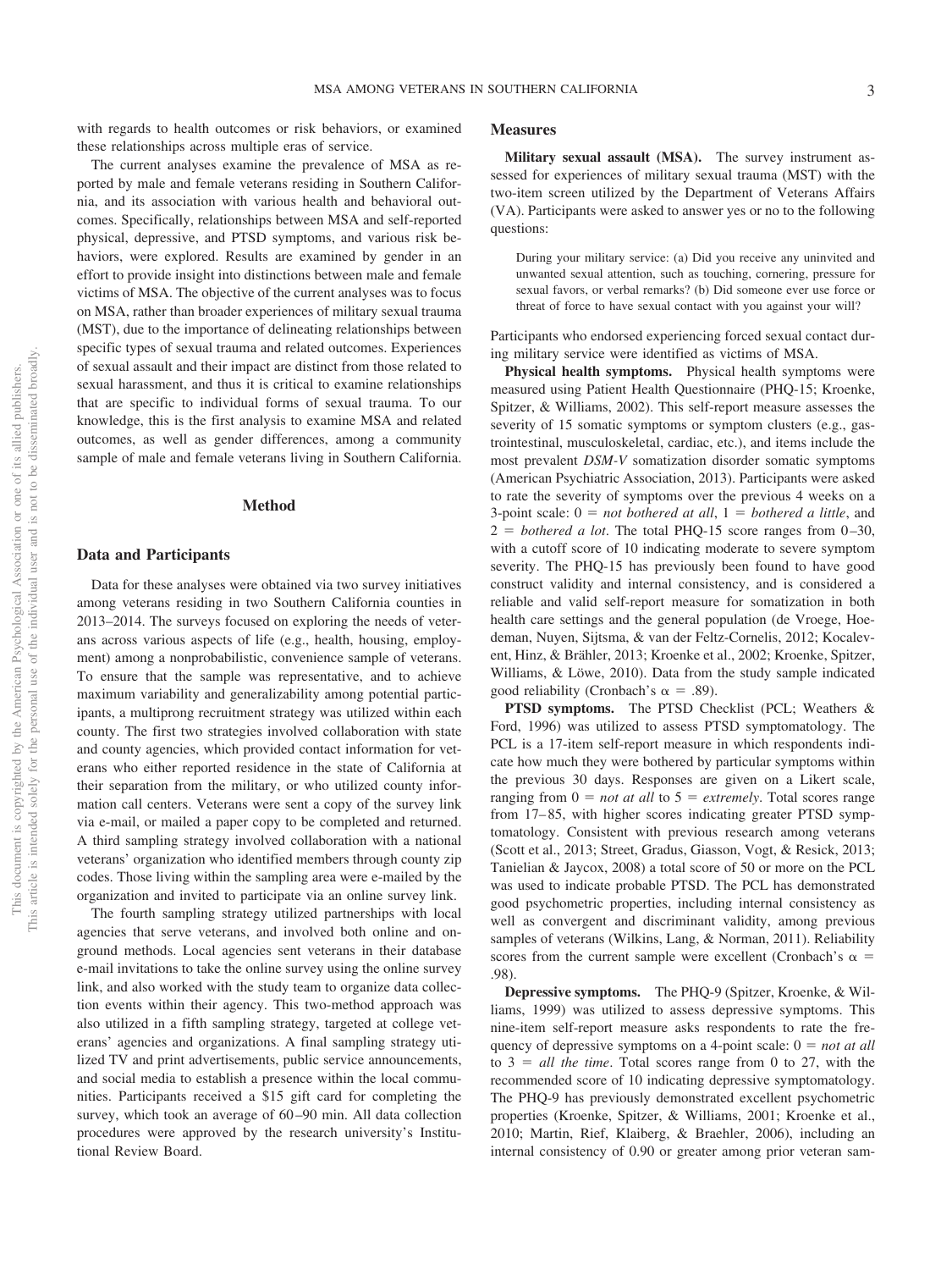with regards to health outcomes or risk behaviors, or examined these relationships across multiple eras of service.

The current analyses examine the prevalence of MSA as reported by male and female veterans residing in Southern California, and its association with various health and behavioral outcomes. Specifically, relationships between MSA and self-reported physical, depressive, and PTSD symptoms, and various risk behaviors, were explored. Results are examined by gender in an effort to provide insight into distinctions between male and female victims of MSA. The objective of the current analyses was to focus on MSA, rather than broader experiences of military sexual trauma (MST), due to the importance of delineating relationships between specific types of sexual trauma and related outcomes. Experiences of sexual assault and their impact are distinct from those related to sexual harassment, and thus it is critical to examine relationships that are specific to individual forms of sexual trauma. To our knowledge, this is the first analysis to examine MSA and related outcomes, as well as gender differences, among a community sample of male and female veterans living in Southern California.

## Method

### Data and Participants

Data for these analyses were obtained via two survey initiatives among veterans residing in two Southern California counties in 2013–2014. The surveys focused on exploring the needs of veterans across various aspects of life (e.g., health, housing, employment) among a nonprobabilistic, convenience sample of veterans. To ensure that the sample was representative, and to achieve maximum variability and generalizability among potential participants, a multiprong recruitment strategy was utilized within each county. The first two strategies involved collaboration with state and county agencies, which provided contact information for veterans who either reported residence in the state of California at their separation from the military, or who utilized county information call centers. Veterans were sent a copy of the survey link via e-mail, or mailed a paper copy to be completed and returned. A third sampling strategy involved collaboration with a national veterans' organization who identified members through county zip codes. Those living within the sampling area were e-mailed by the organization and invited to participate via an online survey link.

The fourth sampling strategy utilized partnerships with local agencies that serve veterans, and involved both online and on-ground methods. Local agencies sent veterans in their database e-mail invitations to take the online survey using the online survey link, and also worked with the study team to organize data collection events within their agency. This two-method approach was also utilized in a fifth sampling strategy, targeted at college veterans' agencies and organizations. A final sampling strategy utilized TV and print advertisements, public service announcements, and social media to establish a presence within the local communities. Participants received a $15 gift card for completing the survey, which took an average of 60–90 min. All data collection procedures were approved by the research university's Institutional Review Board.

### Measures

**Military sexual assault (MSA).** The survey instrument assessed for experiences of military sexual trauma (MST) with the two-item screen utilized by the Department of Veterans Affairs (VA). Participants were asked to answer yes or no to the following questions:

> During your military service: (a) Did you receive any uninvited and unwanted sexual attention, such as touching, cornering, pressure for sexual favors, or verbal remarks? (b) Did someone ever use force or threat of force to have sexual contact with you against your will?

Participants who endorsed experiencing forced sexual contact during military service were identified as victims of MSA.

**Physical health symptoms.** Physical health symptoms were measured using Patient Health Questionnaire (PHQ-15; Kroenke, Spitzer, & Williams, 2002). This self-report measure assesses the severity of 15 somatic symptoms or symptom clusters (e.g., gastrointestinal, musculoskeletal, cardiac, etc.), and items include the most prevalent *DSM-V* somatization disorder somatic symptoms (American Psychiatric Association, 2013). Participants were asked to rate the severity of symptoms over the previous 4 weeks on a 3-point scale: 0 = *not bothered at all*, 1 = *bothered a little*, and 2 = *bothered a lot*. The total PHQ-15 score ranges from 0–30, with a cutoff score of 10 indicating moderate to severe symptom severity. The PHQ-15 has previously been found to have good construct validity and internal consistency, and is considered a reliable and valid self-report measure for somatization in both health care settings and the general population (de Vroege, Hoedeman, Nuyen, Sijtsma, & van der Feltz-Cornelis, 2012; Kocalevent, Hinz, & Brähler, 2013; Kroenke et al., 2002; Kroenke, Spitzer, Williams, & Löwe, 2010). Data from the study sample indicated good reliability (Cronbach's $\alpha = .89$).

**PTSD symptoms.** The PTSD Checklist (PCL; Weathers & Ford, 1996) was utilized to assess PTSD symptomatology. The PCL is a 17-item self-report measure in which respondents indicate how much they were bothered by particular symptoms within the previous 30 days. Responses are given on a Likert scale, ranging from 0 = *not at all* to 5 = *extremely*. Total scores range from 17–85, with higher scores indicating greater PTSD symptomatology. Consistent with previous research among veterans (Scott et al., 2013; Street, Gradus, Giasson, Vogt, & Resick, 2013; Tanielian & Jaycox, 2008) a total score of 50 or more on the PCL was used to indicate probable PTSD. The PCL has demonstrated good psychometric properties, including internal consistency as well as convergent and discriminant validity, among previous samples of veterans (Wilkins, Lang, & Norman, 2011). Reliability scores from the current sample were excellent (Cronbach's $\alpha = .98$).

**Depressive symptoms.** The PHQ-9 (Spitzer, Kroenke, & Williams, 1999) was utilized to assess depressive symptoms. This nine-item self-report measure asks respondents to rate the frequency of depressive symptoms on a 4-point scale: 0 = *not at all* to 3 = *all the time*. Total scores range from 0 to 27, with the recommended score of 10 indicating depressive symptomatology. The PHQ-9 has previously demonstrated excellent psychometric properties (Kroenke, Spitzer, & Williams, 2001; Kroenke et al., 2010; Martin, Rief, Klaiberg, & Braehler, 2006), including an internal consistency of 0.90 or greater among prior veteran sam-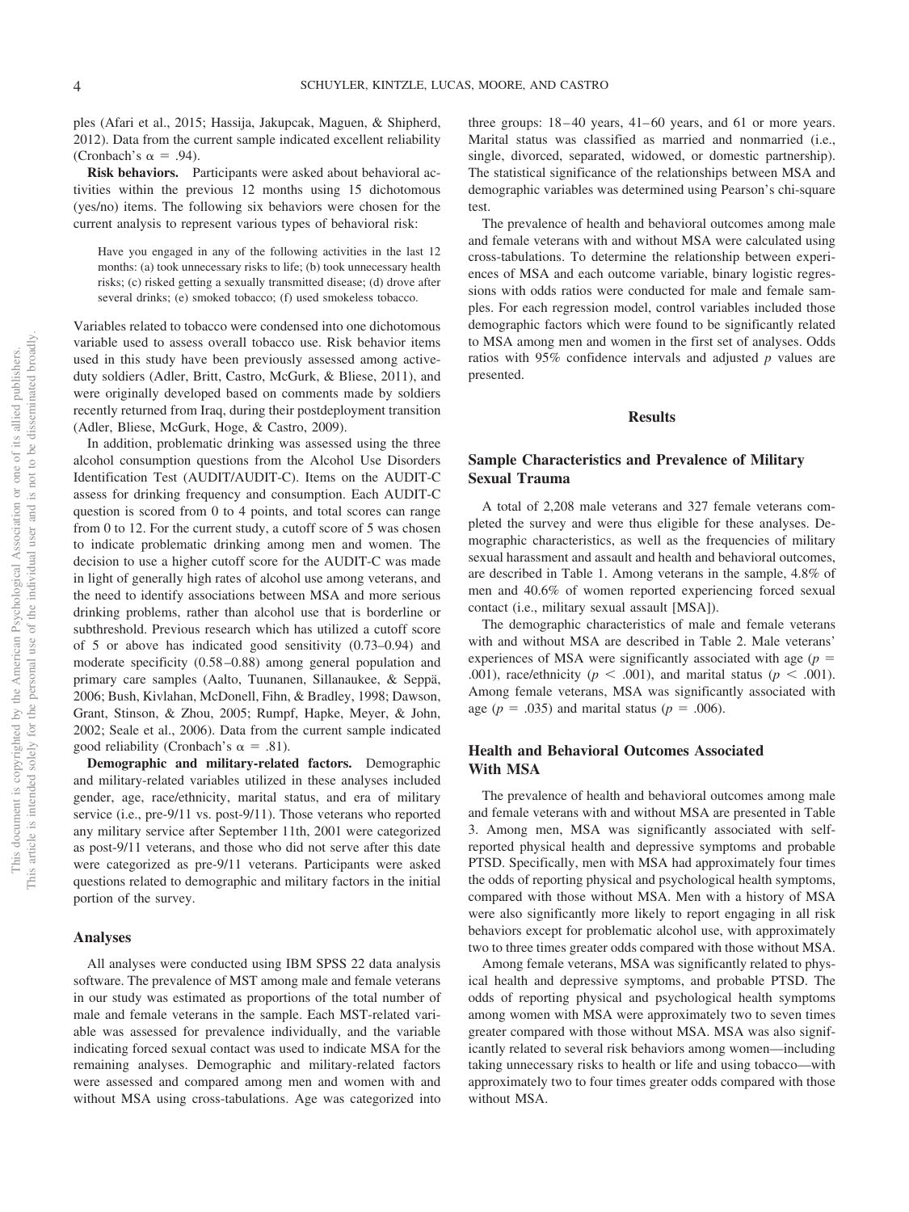ples (Afari et al., 2015; Hassija, Jakupcak, Maguen, & Shipherd, 2012). Data from the current sample indicated excellent reliability (Cronbach's $\alpha = .94$).

**Risk behaviors.** Participants were asked about behavioral activities within the previous 12 months using 15 dichotomous (yes/no) items. The following six behaviors were chosen for the current analysis to represent various types of behavioral risk:

> Have you engaged in any of the following activities in the last 12 months: (a) took unnecessary risks to life; (b) took unnecessary health risks; (c) risked getting a sexually transmitted disease; (d) drove after several drinks; (e) smoked tobacco; (f) used smokeless tobacco.

Variables related to tobacco were condensed into one dichotomous variable used to assess overall tobacco use. Risk behavior items used in this study have been previously assessed among active-duty soldiers (Adler, Britt, Castro, McGurk, & Bliese, 2011), and were originally developed based on comments made by soldiers recently returned from Iraq, during their postdeployment transition (Adler, Bliese, McGurk, Hoge, & Castro, 2009).

In addition, problematic drinking was assessed using the three alcohol consumption questions from the Alcohol Use Disorders Identification Test (AUDIT/AUDIT-C). Items on the AUDIT-C assess for drinking frequency and consumption. Each AUDIT-C question is scored from 0 to 4 points, and total scores can range from 0 to 12. For the current study, a cutoff score of 5 was chosen to indicate problematic drinking among men and women. The decision to use a higher cutoff score for the AUDIT-C was made in light of generally high rates of alcohol use among veterans, and the need to identify associations between MSA and more serious drinking problems, rather than alcohol use that is borderline or subthreshold. Previous research which has utilized a cutoff score of 5 or above has indicated good sensitivity (0.73–0.94) and moderate specificity (0.58–0.88) among general population and primary care samples (Aalto, Tuunanen, Sillanaukee, & Seppä, 2006; Bush, Kivlahan, McDonell, Fihn, & Bradley, 1998; Dawson, Grant, Stinson, & Zhou, 2005; Rumpf, Hapke, Meyer, & John, 2002; Seale et al., 2006). Data from the current sample indicated good reliability (Cronbach's $\alpha = .81$).

**Demographic and military-related factors.** Demographic and military-related variables utilized in these analyses included gender, age, race/ethnicity, marital status, and era of military service (i.e., pre-9/11 vs. post-9/11). Those veterans who reported any military service after September 11th, 2001 were categorized as post-9/11 veterans, and those who did not serve after this date were categorized as pre-9/11 veterans. Participants were asked questions related to demographic and military factors in the initial portion of the survey.

### Analyses

All analyses were conducted using IBM SPSS 22 data analysis software. The prevalence of MST among male and female veterans in our study was estimated as proportions of the total number of male and female veterans in the sample. Each MST-related variable was assessed for prevalence individually, and the variable indicating forced sexual contact was used to indicate MSA for the remaining analyses. Demographic and military-related factors were assessed and compared among men and women with and without MSA using cross-tabulations. Age was categorized into three groups: 18–40 years, 41–60 years, and 61 or more years. Marital status was classified as married and nonmarried (i.e., single, divorced, separated, widowed, or domestic partnership). The statistical significance of the relationships between MSA and demographic variables was determined using Pearson's chi-square test.

The prevalence of health and behavioral outcomes among male and female veterans with and without MSA were calculated using cross-tabulations. To determine the relationship between experiences of MSA and each outcome variable, binary logistic regressions with odds ratios were conducted for male and female samples. For each regression model, control variables included those demographic factors which were found to be significantly related to MSA among men and women in the first set of analyses. Odds ratios with 95% confidence intervals and adjusted *p* values are presented.

## Results

### Sample Characteristics and Prevalence of Military Sexual Trauma

A total of 2,208 male veterans and 327 female veterans completed the survey and were thus eligible for these analyses. Demographic characteristics, as well as the frequencies of military sexual harassment and assault and health and behavioral outcomes, are described in Table 1. Among veterans in the sample, 4.8% of men and 40.6% of women reported experiencing forced sexual contact (i.e., military sexual assault [MSA]).

The demographic characteristics of male and female veterans with and without MSA are described in Table 2. Male veterans' experiences of MSA were significantly associated with age ($p = .001$), race/ethnicity ($p < .001$), and marital status ($p < .001$). Among female veterans, MSA was significantly associated with age ($p = .035$) and marital status ($p = .006$).

### Health and Behavioral Outcomes Associated With MSA

The prevalence of health and behavioral outcomes among male and female veterans with and without MSA are presented in Table 3. Among men, MSA was significantly associated with self-reported physical health and depressive symptoms and probable PTSD. Specifically, men with MSA had approximately four times the odds of reporting physical and psychological health symptoms, compared with those without MSA. Men with a history of MSA were also significantly more likely to report engaging in all risk behaviors except for problematic alcohol use, with approximately two to three times greater odds compared with those without MSA.

Among female veterans, MSA was significantly related to physical health and depressive symptoms, and probable PTSD. The odds of reporting physical and psychological health symptoms among women with MSA were approximately two to seven times greater compared with those without MSA. MSA was also significantly related to several risk behaviors among women—including taking unnecessary risks to health or life and using tobacco—with approximately two to four times greater odds compared with those without MSA.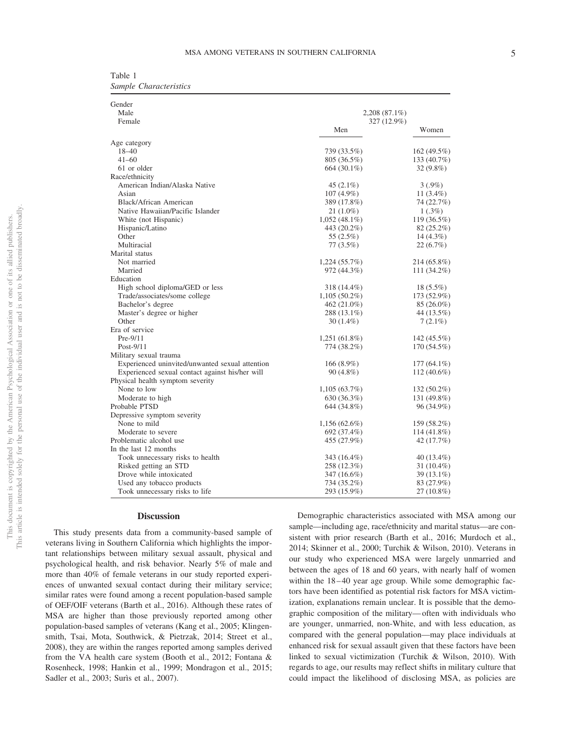Table 1
*Sample Characteristics*

| | Men | Women |
|---|---|---|
| Gender | | |
| Male | 2,208 (87.1%) | |
| Female | 327 (12.9%) | |
| Age category | | |
| 18–40 | 739 (33.5%) | 162 (49.5%) |
| 41–60 | 805 (36.5%) | 133 (40.7%) |
| 61 or older | 664 (30.1%) | 32 (9.8%) |
| Race/ethnicity | | |
| American Indian/Alaska Native | 45 (2.1%) | 3 (.9%) |
| Asian | 107 (4.9%) | 11 (3.4%) |
| Black/African American | 389 (17.8%) | 74 (22.7%) |
| Native Hawaiian/Pacific Islander | 21 (1.0%) | 1 (.3%) |
| White (not Hispanic) | 1,052 (48.1%) | 119 (36.5%) |
| Hispanic/Latino | 443 (20.2%) | 82 (25.2%) |
| Other | 55 (2.5%) | 14 (4.3%) |
| Multiracial | 77 (3.5%) | 22 (6.7%) |
| Marital status | | |
| Not married | 1,224 (55.7%) | 214 (65.8%) |
| Married | 972 (44.3%) | 111 (34.2%) |
| Education | | |
| High school diploma/GED or less | 318 (14.4%) | 18 (5.5%) |
| Trade/associates/some college | 1,105 (50.2%) | 173 (52.9%) |
| Bachelor's degree | 462 (21.0%) | 85 (26.0%) |
| Master's degree or higher | 288 (13.1%) | 44 (13.5%) |
| Other | 30 (1.4%) | 7 (2.1%) |
| Era of service | | |
| Pre-9/11 | 1,251 (61.8%) | 142 (45.5%) |
| Post-9/11 | 774 (38.2%) | 170 (54.5%) |
| Military sexual trauma | | |
| Experienced uninvited/unwanted sexual attention | 166 (8.9%) | 177 (64.1%) |
| Experienced sexual contact against his/her will | 90 (4.8%) | 112 (40.6%) |
| Physical health symptom severity | | |
| None to low | 1,105 (63.7%) | 132 (50.2%) |
| Moderate to high | 630 (36.3%) | 131 (49.8%) |
| Probable PTSD | 644 (34.8%) | 96 (34.9%) |
| Depressive symptom severity | | |
| None to mild | 1,156 (62.6%) | 159 (58.2%) |
| Moderate to severe | 692 (37.4%) | 114 (41.8%) |
| Problematic alcohol use | 455 (27.9%) | 42 (17.7%) |
| In the last 12 months | | |
| Took unnecessary risks to health | 343 (16.4%) | 40 (13.4%) |
| Risked getting an STD | 258 (12.3%) | 31 (10.4%) |
| Drove while intoxicated | 347 (16.6%) | 39 (13.1%) |
| Used any tobacco products | 734 (35.2%) | 83 (27.9%) |
| Took unnecessary risks to life | 293 (15.9%) | 27 (10.8%) |

## Discussion

This study presents data from a community-based sample of veterans living in Southern California which highlights the important relationships between military sexual assault, physical and psychological health, and risk behavior. Nearly 5% of male and more than 40% of female veterans in our study reported experiences of unwanted sexual contact during their military service; similar rates were found among a recent population-based sample of OEF/OIF veterans (Barth et al., 2016). Although these rates of MSA are higher than those previously reported among other population-based samples of veterans (Kang et al., 2005; Klingensmith, Tsai, Mota, Southwick, & Pietrzak, 2014; Street et al., 2008), they are within the ranges reported among samples derived from the VA health care system (Booth et al., 2012; Fontana & Rosenheck, 1998; Hankin et al., 1999; Mondragon et al., 2015; Sadler et al., 2003; Surìs et al., 2007).

Demographic characteristics associated with MSA among our sample—including age, race/ethnicity and marital status—are consistent with prior research (Barth et al., 2016; Murdoch et al., 2014; Skinner et al., 2000; Turchik & Wilson, 2010). Veterans in our study who experienced MSA were largely unmarried and between the ages of 18 and 60 years, with nearly half of women within the 18–40 year age group. While some demographic factors have been identified as potential risk factors for MSA victimization, explanations remain unclear. It is possible that the demographic composition of the military—often with individuals who are younger, unmarried, non-White, and with less education, as compared with the general population—may place individuals at enhanced risk for sexual assault given that these factors have been linked to sexual victimization (Turchik & Wilson, 2010). With regards to age, our results may reflect shifts in military culture that could impact the likelihood of disclosing MSA, as policies are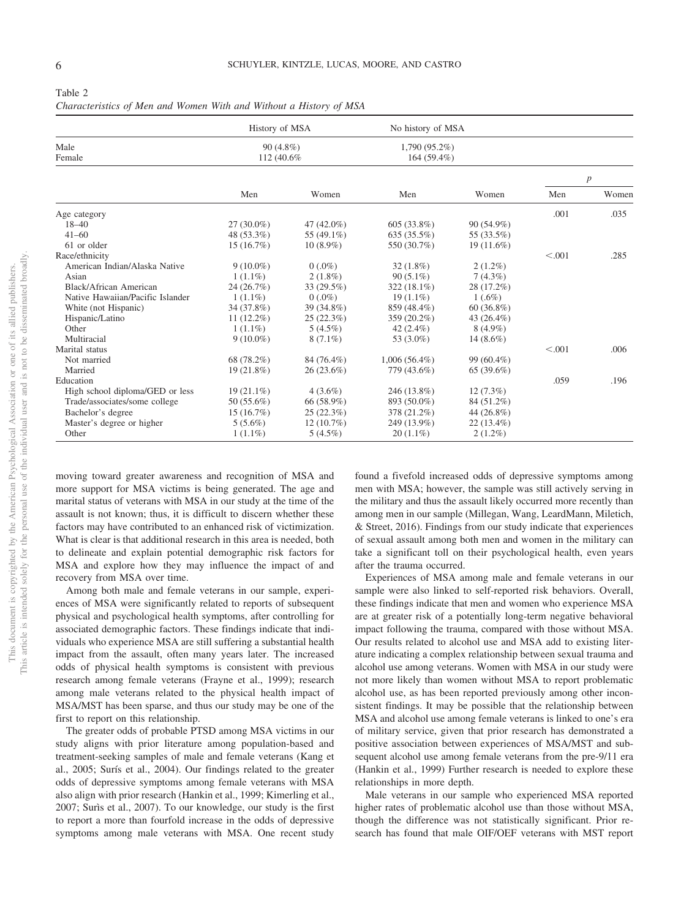Table 2
*Characteristics of Men and Women With and Without a History of MSA*

| | History of MSA | | No history of MSA | | | |
|---|---|---|---|---|---|---|
| Male | 90 (4.8%) | | 1,790 (95.2%) | | | |
| Female | 112 (40.6% | | 164 (59.4%) | | | |
| | | | | | *p* | |
| | Men | Women | Men | Women | Men | Women |
| Age category | | | | | .001 | .035 |
| 18–40 | 27 (30.0%) | 47 (42.0%) | 605 (33.8%) | 90 (54.9%) | | |
| 41–60 | 48 (53.3%) | 55 (49.1%) | 635 (35.5%) | 55 (33.5%) | | |
| 61 or older | 15 (16.7%) | 10 (8.9%) | 550 (30.7%) | 19 (11.6%) | | |
| Race/ethnicity | | | | | <.001 | .285 |
| American Indian/Alaska Native | 9 (10.0%) | 0 (.0%) | 32 (1.8%) | 2 (1.2%) | | |
| Asian | 1 (1.1%) | 2 (1.8%) | 90 (5.1%) | 7 (4.3%) | | |
| Black/African American | 24 (26.7%) | 33 (29.5%) | 322 (18.1%) | 28 (17.2%) | | |
| Native Hawaiian/Pacific Islander | 1 (1.1%) | 0 (.0%) | 19 (1.1%) | 1 (.6%) | | |
| White (not Hispanic) | 34 (37.8%) | 39 (34.8%) | 859 (48.4%) | 60 (36.8%) | | |
| Hispanic/Latino | 11 (12.2%) | 25 (22.3%) | 359 (20.2%) | 43 (26.4%) | | |
| Other | 1 (1.1%) | 5 (4.5%) | 42 (2.4%) | 8 (4.9%) | | |
| Multiracial | 9 (10.0%) | 8 (7.1%) | 53 (3.0%) | 14 (8.6%) | | |
| Marital status | | | | | <.001 | .006 |
| Not married | 68 (78.2%) | 84 (76.4%) | 1,006 (56.4%) | 99 (60.4%) | | |
| Married | 19 (21.8%) | 26 (23.6%) | 779 (43.6%) | 65 (39.6%) | | |
| Education | | | | | .059 | .196 |
| High school diploma/GED or less | 19 (21.1%) | 4 (3.6%) | 246 (13.8%) | 12 (7.3%) | | |
| Trade/associates/some college | 50 (55.6%) | 66 (58.9%) | 893 (50.0%) | 84 (51.2%) | | |
| Bachelor's degree | 15 (16.7%) | 25 (22.3%) | 378 (21.2%) | 44 (26.8%) | | |
| Master's degree or higher | 5 (5.6%) | 12 (10.7%) | 249 (13.9%) | 22 (13.4%) | | |
| Other | 1 (1.1%) | 5 (4.5%) | 20 (1.1%) | 2 (1.2%) | | |

moving toward greater awareness and recognition of MSA and more support for MSA victims is being generated. The age and marital status of veterans with MSA in our study at the time of the assault is not known; thus, it is difficult to discern whether these factors may have contributed to an enhanced risk of victimization. What is clear is that additional research in this area is needed, both to delineate and explain potential demographic risk factors for MSA and explore how they may influence the impact of and recovery from MSA over time.

Among both male and female veterans in our sample, experiences of MSA were significantly related to reports of subsequent physical and psychological health symptoms, after controlling for associated demographic factors. These findings indicate that individuals who experience MSA are still suffering a substantial health impact from the assault, often many years later. The increased odds of physical health symptoms is consistent with previous research among female veterans (Frayne et al., 1999); research among male veterans related to the physical health impact of MSA/MST has been sparse, and thus our study may be one of the first to report on this relationship.

The greater odds of probable PTSD among MSA victims in our study aligns with prior literature among population-based and treatment-seeking samples of male and female veterans (Kang et al., 2005; Surís et al., 2004). Our findings related to the greater odds of depressive symptoms among female veterans with MSA also align with prior research (Hankin et al., 1999; Kimerling et al., 2007; Surìs et al., 2007). To our knowledge, our study is the first to report a more than fourfold increase in the odds of depressive symptoms among male veterans with MSA. One recent study found a fivefold increased odds of depressive symptoms among men with MSA; however, the sample was still actively serving in the military and thus the assault likely occurred more recently than among men in our sample (Millegan, Wang, LeardMann, Miletich, & Street, 2016). Findings from our study indicate that experiences of sexual assault among both men and women in the military can take a significant toll on their psychological health, even years after the trauma occurred.

Experiences of MSA among male and female veterans in our sample were also linked to self-reported risk behaviors. Overall, these findings indicate that men and women who experience MSA are at greater risk of a potentially long-term negative behavioral impact following the trauma, compared with those without MSA. Our results related to alcohol use and MSA add to existing literature indicating a complex relationship between sexual trauma and alcohol use among veterans. Women with MSA in our study were not more likely than women without MSA to report problematic alcohol use, as has been reported previously among other inconsistent findings. It may be possible that the relationship between MSA and alcohol use among female veterans is linked to one's era of military service, given that prior research has demonstrated a positive association between experiences of MSA/MST and subsequent alcohol use among female veterans from the pre-9/11 era (Hankin et al., 1999) Further research is needed to explore these relationships in more depth.

Male veterans in our sample who experienced MSA reported higher rates of problematic alcohol use than those without MSA, though the difference was not statistically significant. Prior research has found that male OIF/OEF veterans with MST report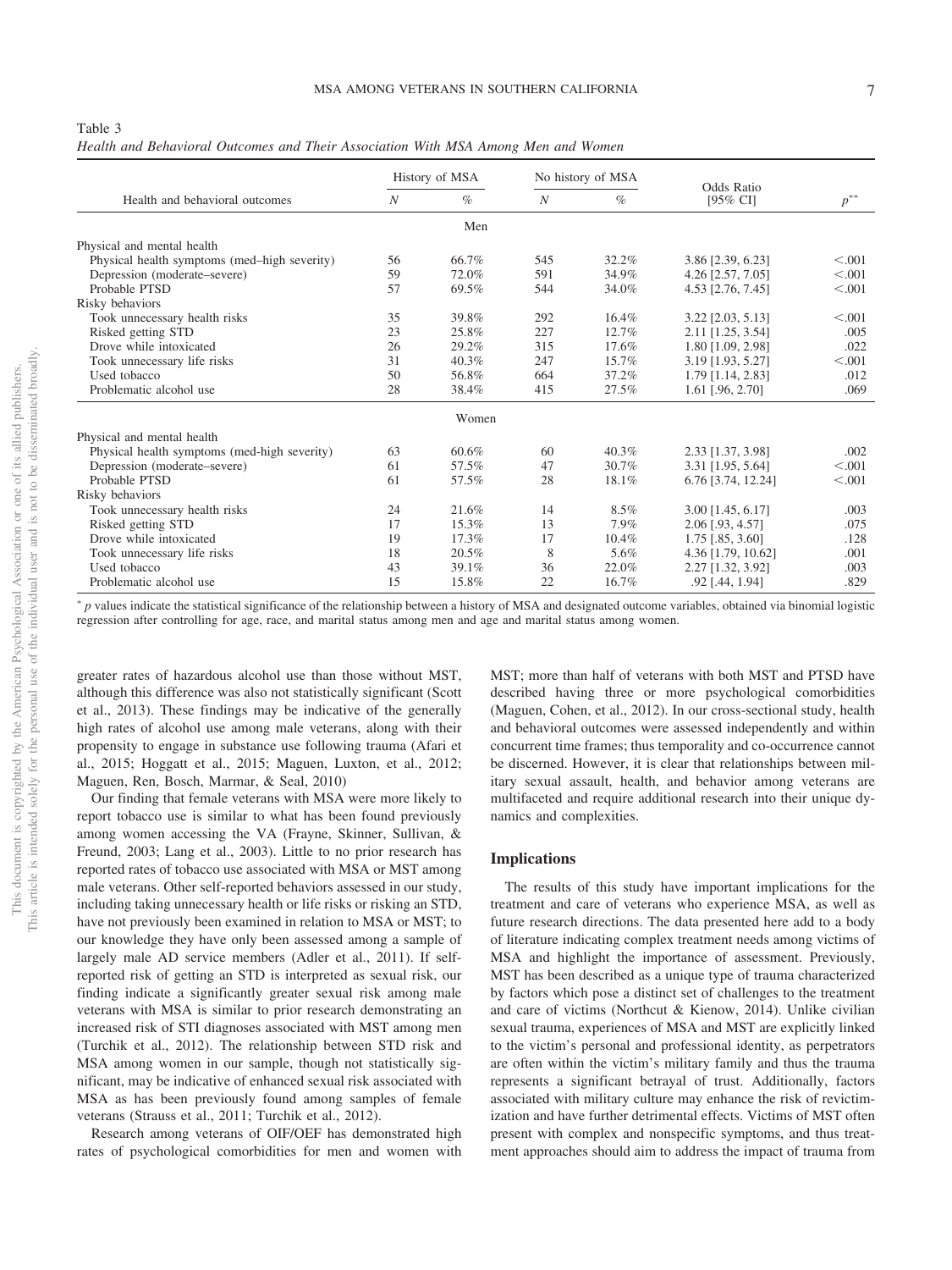Table 3
*Health and Behavioral Outcomes and Their Association With MSA Among Men and Women*

| Health and behavioral outcomes | History of MSA | | No history of MSA | | Odds Ratio | |
|---|---|---|---|---|---|---|
| | *N* | % | *N* | % | [95% CI] | $p^{**}$ |
| **Men** | | | | | | |
| Physical and mental health | | | | | | |
| Physical health symptoms (med–high severity) | 56 | 66.7% | 545 | 32.2% | 3.86 [2.39, 6.23] | <.001 |
| Depression (moderate–severe) | 59 | 72.0% | 591 | 34.9% | 4.26 [2.57, 7.05] | <.001 |
| Probable PTSD | 57 | 69.5% | 544 | 34.0% | 4.53 [2.76, 7.45] | <.001 |
| Risky behaviors | | | | | | |
| Took unnecessary health risks | 35 | 39.8% | 292 | 16.4% | 3.22 [2.03, 5.13] | <.001 |
| Risked getting STD | 23 | 25.8% | 227 | 12.7% | 2.11 [1.25, 3.54] | .005 |
| Drove while intoxicated | 26 | 29.2% | 315 | 17.6% | 1.80 [1.09, 2.98] | .022 |
| Took unnecessary life risks | 31 | 40.3% | 247 | 15.7% | 3.19 [1.93, 5.27] | <.001 |
| Used tobacco | 50 | 56.8% | 664 | 37.2% | 1.79 [1.14, 2.83] | .012 |
| Problematic alcohol use | 28 | 38.4% | 415 | 27.5% | 1.61 [.96, 2.70] | .069 |
| **Women** | | | | | | |
| Physical and mental health | | | | | | |
| Physical health symptoms (med-high severity) | 63 | 60.6% | 60 | 40.3% | 2.33 [1.37, 3.98] | .002 |
| Depression (moderate–severe) | 61 | 57.5% | 47 | 30.7% | 3.31 [1.95, 5.64] | <.001 |
| Probable PTSD | 61 | 57.5% | 28 | 18.1% | 6.76 [3.74, 12.24] | <.001 |
| Risky behaviors | | | | | | |
| Took unnecessary health risks | 24 | 21.6% | 14 | 8.5% | 3.00 [1.45, 6.17] | .003 |
| Risked getting STD | 17 | 15.3% | 13 | 7.9% | 2.06 [.93, 4.57] | .075 |
| Drove while intoxicated | 19 | 17.3% | 17 | 10.4% | 1.75 [.85, 3.60] | .128 |
| Took unnecessary life risks | 18 | 20.5% | 8 | 5.6% | 4.36 [1.79, 10.62] | .001 |
| Used tobacco | 43 | 39.1% | 36 | 22.0% | 2.27 [1.32, 3.92] | .003 |
| Problematic alcohol use | 15 | 15.8% | 22 | 16.7% | .92 [.44, 1.94] | .829 |

* *p* values indicate the statistical significance of the relationship between a history of MSA and designated outcome variables, obtained via binomial logistic regression after controlling for age, race, and marital status among men and age and marital status among women.

greater rates of hazardous alcohol use than those without MST, although this difference was also not statistically significant (Scott et al., 2013). These findings may be indicative of the generally high rates of alcohol use among male veterans, along with their propensity to engage in substance use following trauma (Afari et al., 2015; Hoggatt et al., 2015; Maguen, Luxton, et al., 2012; Maguen, Ren, Bosch, Marmar, & Seal, 2010)

Our finding that female veterans with MSA were more likely to report tobacco use is similar to what has been found previously among women accessing the VA (Frayne, Skinner, Sullivan, & Freund, 2003; Lang et al., 2003). Little to no prior research has reported rates of tobacco use associated with MSA or MST among male veterans. Other self-reported behaviors assessed in our study, including taking unnecessary health or life risks or risking an STD, have not previously been examined in relation to MSA or MST; to our knowledge they have only been assessed among a sample of largely male AD service members (Adler et al., 2011). If self-reported risk of getting an STD is interpreted as sexual risk, our finding indicate a significantly greater sexual risk among male veterans with MSA is similar to prior research demonstrating an increased risk of STI diagnoses associated with MST among men (Turchik et al., 2012). The relationship between STD risk and MSA among women in our sample, though not statistically significant, may be indicative of enhanced sexual risk associated with MSA as has been previously found among samples of female veterans (Strauss et al., 2011; Turchik et al., 2012).

Research among veterans of OIF/OEF has demonstrated high rates of psychological comorbidities for men and women with MST; more than half of veterans with both MST and PTSD have described having three or more psychological comorbidities (Maguen, Cohen, et al., 2012). In our cross-sectional study, health and behavioral outcomes were assessed independently and within concurrent time frames; thus temporality and co-occurrence cannot be discerned. However, it is clear that relationships between military sexual assault, health, and behavior among veterans are multifaceted and require additional research into their unique dynamics and complexities.

## Implications

The results of this study have important implications for the treatment and care of veterans who experience MSA, as well as future research directions. The data presented here add to a body of literature indicating complex treatment needs among victims of MSA and highlight the importance of assessment. Previously, MST has been described as a unique type of trauma characterized by factors which pose a distinct set of challenges to the treatment and care of victims (Northcut & Kienow, 2014). Unlike civilian sexual trauma, experiences of MSA and MST are explicitly linked to the victim's personal and professional identity, as perpetrators are often within the victim's military family and thus the trauma represents a significant betrayal of trust. Additionally, factors associated with military culture may enhance the risk of revictimization and have further detrimental effects. Victims of MST often present with complex and nonspecific symptoms, and thus treatment approaches should aim to address the impact of trauma from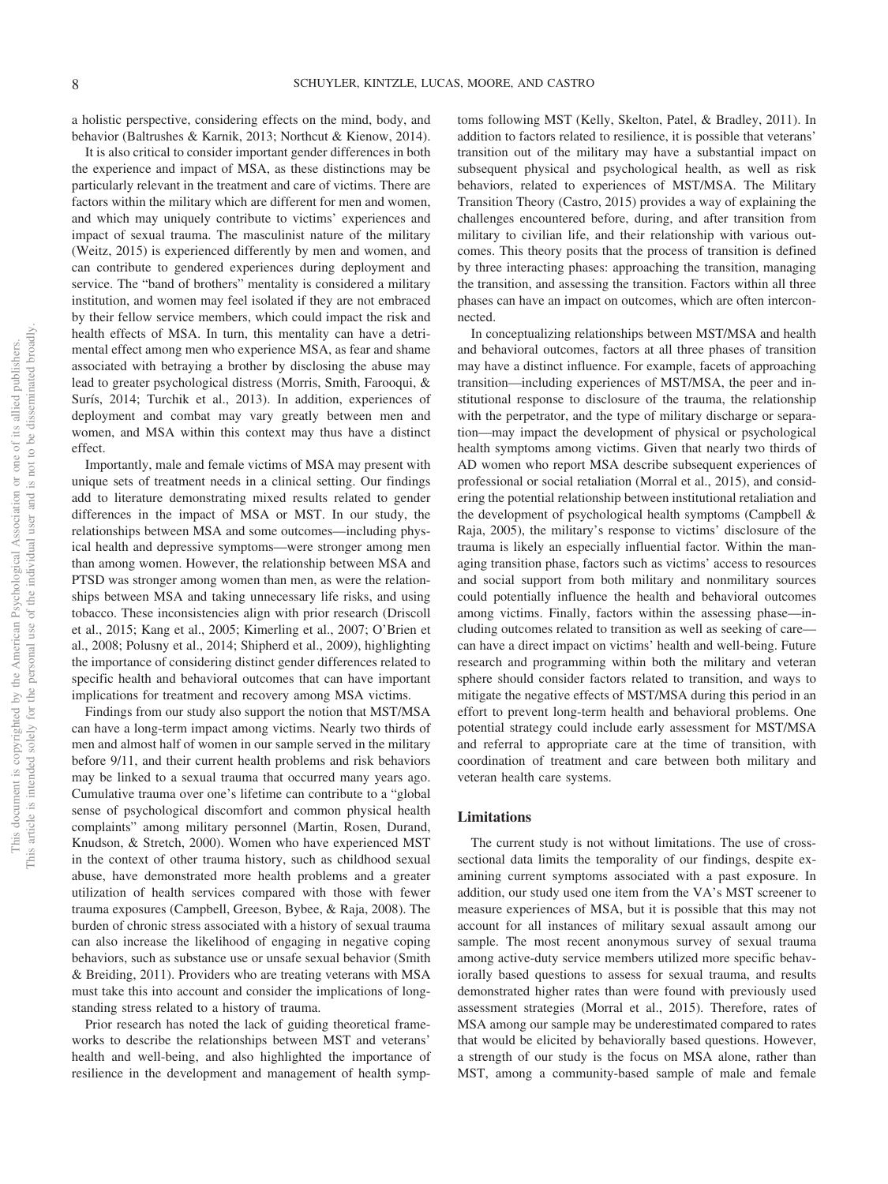a holistic perspective, considering effects on the mind, body, and behavior (Baltrushes & Karnik, 2013; Northcut & Kienow, 2014).

It is also critical to consider important gender differences in both the experience and impact of MSA, as these distinctions may be particularly relevant in the treatment and care of victims. There are factors within the military which are different for men and women, and which may uniquely contribute to victims' experiences and impact of sexual trauma. The masculinist nature of the military (Weitz, 2015) is experienced differently by men and women, and can contribute to gendered experiences during deployment and service. The "band of brothers" mentality is considered a military institution, and women may feel isolated if they are not embraced by their fellow service members, which could impact the risk and health effects of MSA. In turn, this mentality can have a detrimental effect among men who experience MSA, as fear and shame associated with betraying a brother by disclosing the abuse may lead to greater psychological distress (Morris, Smith, Farooqui, & Surís, 2014; Turchik et al., 2013). In addition, experiences of deployment and combat may vary greatly between men and women, and MSA within this context may thus have a distinct effect.

Importantly, male and female victims of MSA may present with unique sets of treatment needs in a clinical setting. Our findings add to literature demonstrating mixed results related to gender differences in the impact of MSA or MST. In our study, the relationships between MSA and some outcomes—including physical health and depressive symptoms—were stronger among men than among women. However, the relationship between MSA and PTSD was stronger among women than men, as were the relationships between MSA and taking unnecessary life risks, and using tobacco. These inconsistencies align with prior research (Driscoll et al., 2015; Kang et al., 2005; Kimerling et al., 2007; O'Brien et al., 2008; Polusny et al., 2014; Shipherd et al., 2009), highlighting the importance of considering distinct gender differences related to specific health and behavioral outcomes that can have important implications for treatment and recovery among MSA victims.

Findings from our study also support the notion that MST/MSA can have a long-term impact among victims. Nearly two thirds of men and almost half of women in our sample served in the military before 9/11, and their current health problems and risk behaviors may be linked to a sexual trauma that occurred many years ago. Cumulative trauma over one's lifetime can contribute to a "global sense of psychological discomfort and common physical health complaints" among military personnel (Martin, Rosen, Durand, Knudson, & Stretch, 2000). Women who have experienced MST in the context of other trauma history, such as childhood sexual abuse, have demonstrated more health problems and a greater utilization of health services compared with those with fewer trauma exposures (Campbell, Greeson, Bybee, & Raja, 2008). The burden of chronic stress associated with a history of sexual trauma can also increase the likelihood of engaging in negative coping behaviors, such as substance use or unsafe sexual behavior (Smith & Breiding, 2011). Providers who are treating veterans with MSA must take this into account and consider the implications of longstanding stress related to a history of trauma.

Prior research has noted the lack of guiding theoretical frameworks to describe the relationships between MST and veterans' health and well-being, and also highlighted the importance of resilience in the development and management of health symptoms following MST (Kelly, Skelton, Patel, & Bradley, 2011). In addition to factors related to resilience, it is possible that veterans' transition out of the military may have a substantial impact on subsequent physical and psychological health, as well as risk behaviors, related to experiences of MST/MSA. The Military Transition Theory (Castro, 2015) provides a way of explaining the challenges encountered before, during, and after transition from military to civilian life, and their relationship with various outcomes. This theory posits that the process of transition is defined by three interacting phases: approaching the transition, managing the transition, and assessing the transition. Factors within all three phases can have an impact on outcomes, which are often interconnected.

In conceptualizing relationships between MST/MSA and health and behavioral outcomes, factors at all three phases of transition may have a distinct influence. For example, facets of approaching transition—including experiences of MST/MSA, the peer and institutional response to disclosure of the trauma, the relationship with the perpetrator, and the type of military discharge or separation—may impact the development of physical or psychological health symptoms among victims. Given that nearly two thirds of AD women who report MSA describe subsequent experiences of professional or social retaliation (Morral et al., 2015), and considering the potential relationship between institutional retaliation and the development of psychological health symptoms (Campbell & Raja, 2005), the military's response to victims' disclosure of the trauma is likely an especially influential factor. Within the managing transition phase, factors such as victims' access to resources and social support from both military and nonmilitary sources could potentially influence the health and behavioral outcomes among victims. Finally, factors within the assessing phase—including outcomes related to transition as well as seeking of care—can have a direct impact on victims' health and well-being. Future research and programming within both the military and veteran sphere should consider factors related to transition, and ways to mitigate the negative effects of MST/MSA during this period in an effort to prevent long-term health and behavioral problems. One potential strategy could include early assessment for MST/MSA and referral to appropriate care at the time of transition, with coordination of treatment and care between both military and veteran health care systems.

## Limitations

The current study is not without limitations. The use of cross-sectional data limits the temporality of our findings, despite examining current symptoms associated with a past exposure. In addition, our study used one item from the VA's MST screener to measure experiences of MSA, but it is possible that this may not account for all instances of military sexual assault among our sample. The most recent anonymous survey of sexual trauma among active-duty service members utilized more specific behaviorally based questions to assess for sexual trauma, and results demonstrated higher rates than were found with previously used assessment strategies (Morral et al., 2015). Therefore, rates of MSA among our sample may be underestimated compared to rates that would be elicited by behaviorally based questions. However, a strength of our study is the focus on MSA alone, rather than MST, among a community-based sample of male and female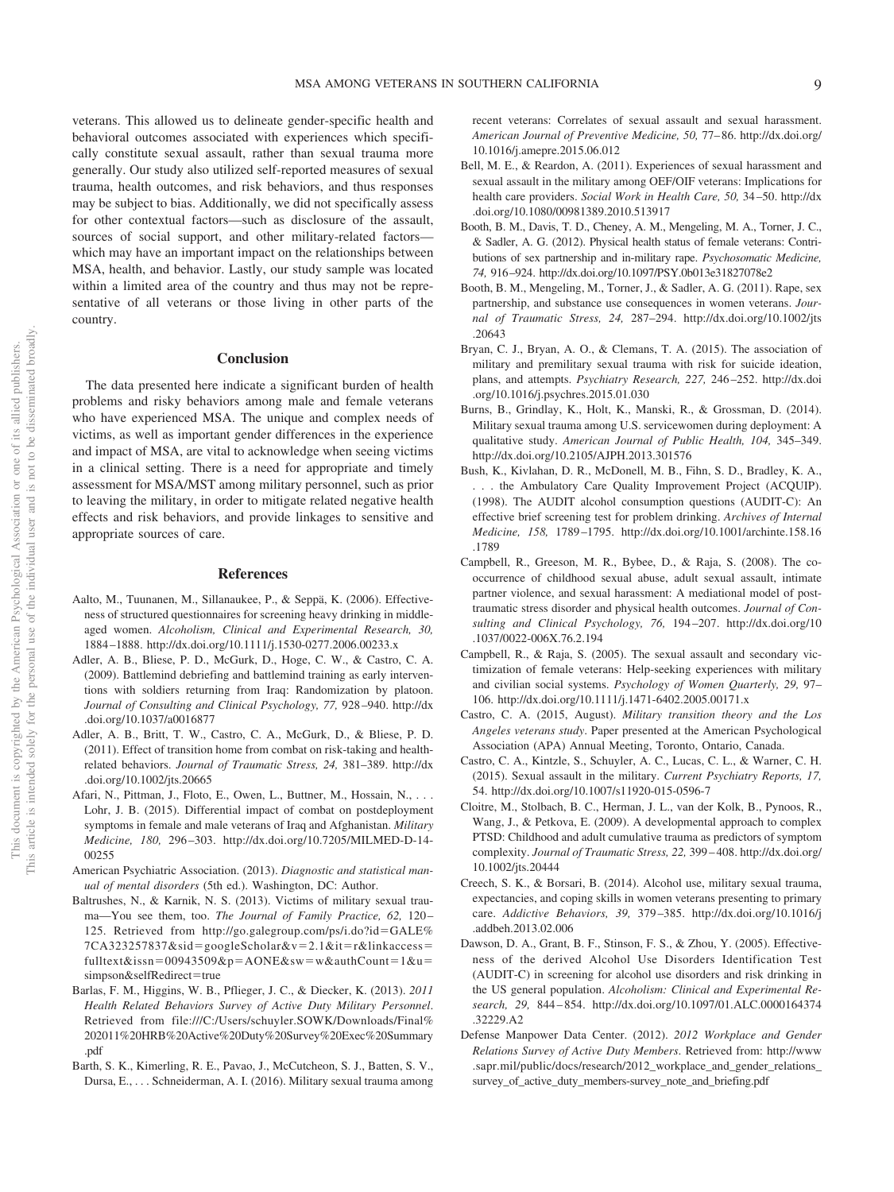veterans. This allowed us to delineate gender-specific health and behavioral outcomes associated with experiences which specifically constitute sexual assault, rather than sexual trauma more generally. Our study also utilized self-reported measures of sexual trauma, health outcomes, and risk behaviors, and thus responses may be subject to bias. Additionally, we did not specifically assess for other contextual factors—such as disclosure of the assault, sources of social support, and other military-related factors—which may have an important impact on the relationships between MSA, health, and behavior. Lastly, our study sample was located within a limited area of the country and thus may not be representative of all veterans or those living in other parts of the country.

## Conclusion

The data presented here indicate a significant burden of health problems and risky behaviors among male and female veterans who have experienced MSA. The unique and complex needs of victims, as well as important gender differences in the experience and impact of MSA, are vital to acknowledge when seeing victims in a clinical setting. There is a need for appropriate and timely assessment for MSA/MST among military personnel, such as prior to leaving the military, in order to mitigate related negative health effects and risk behaviors, and provide linkages to sensitive and appropriate sources of care.

## References

Aalto, M., Tuunanen, M., Sillanaukee, P., & Seppä, K. (2006). Effectiveness of structured questionnaires for screening heavy drinking in middle-aged women. *Alcoholism, Clinical and Experimental Research, 30,* 1884–1888. http://dx.doi.org/10.1111/j.1530-0277.2006.00233.x

Adler, A. B., Bliese, P. D., McGurk, D., Hoge, C. W., & Castro, C. A. (2009). Battlemind debriefing and battlemind training as early interventions with soldiers returning from Iraq: Randomization by platoon. *Journal of Consulting and Clinical Psychology, 77,* 928–940. http://dx.doi.org/10.1037/a0016877

Adler, A. B., Britt, T. W., Castro, C. A., McGurk, D., & Bliese, P. D. (2011). Effect of transition home from combat on risk-taking and health-related behaviors. *Journal of Traumatic Stress, 24,* 381–389. http://dx.doi.org/10.1002/jts.20665

Afari, N., Pittman, J., Floto, E., Owen, L., Buttner, M., Hossain, N., . . . Lohr, J. B. (2015). Differential impact of combat on postdeployment symptoms in female and male veterans of Iraq and Afghanistan. *Military Medicine, 180,* 296–303. http://dx.doi.org/10.7205/MILMED-D-14-00255

American Psychiatric Association. (2013). *Diagnostic and statistical manual of mental disorders* (5th ed.). Washington, DC: Author.

Baltrushes, N., & Karnik, N. S. (2013). Victims of military sexual trauma—You see them, too. *The Journal of Family Practice, 62,* 120–125. Retrieved from http://go.galegroup.com/ps/i.do?id=GALE%7CA323257837&sid=googleScholar&v=2.1&it=r&linkaccess=fulltext&issn=00943509&p=AONE&sw=w&authCount=1&u=simpson&selfRedirect=true

Barlas, F. M., Higgins, W. B., Pflieger, J. C., & Diecker, K. (2013). *2011 Health Related Behaviors Survey of Active Duty Military Personnel*. Retrieved from file:///C:/Users/schuyler.SOWK/Downloads/Final%202011%20HRB%20Active%20Duty%20Survey%20Exec%20Summary.pdf

Barth, S. K., Kimerling, R. E., Pavao, J., McCutcheon, S. J., Batten, S. V., Dursa, E., . . . Schneiderman, A. I. (2016). Military sexual trauma among recent veterans: Correlates of sexual assault and sexual harassment. *American Journal of Preventive Medicine, 50,* 77–86. http://dx.doi.org/10.1016/j.amepre.2015.06.012

Bell, M. E., & Reardon, A. (2011). Experiences of sexual harassment and sexual assault in the military among OEF/OIF veterans: Implications for health care providers. *Social Work in Health Care, 50,* 34–50. http://dx.doi.org/10.1080/00981389.2010.513917

Booth, B. M., Davis, T. D., Cheney, A. M., Mengeling, M. A., Torner, J. C., & Sadler, A. G. (2012). Physical health status of female veterans: Contributions of sex partnership and in-military rape. *Psychosomatic Medicine, 74,* 916–924. http://dx.doi.org/10.1097/PSY.0b013e31827078e2

Booth, B. M., Mengeling, M., Torner, J., & Sadler, A. G. (2011). Rape, sex partnership, and substance use consequences in women veterans. *Journal of Traumatic Stress, 24,* 287–294. http://dx.doi.org/10.1002/jts.20643

Bryan, C. J., Bryan, A. O., & Clemans, T. A. (2015). The association of military and premilitary sexual trauma with risk for suicide ideation, plans, and attempts. *Psychiatry Research, 227,* 246–252. http://dx.doi.org/10.1016/j.psychres.2015.01.030

Burns, B., Grindlay, K., Holt, K., Manski, R., & Grossman, D. (2014). Military sexual trauma among U.S. servicewomen during deployment: A qualitative study. *American Journal of Public Health, 104,* 345–349. http://dx.doi.org/10.2105/AJPH.2013.301576

Bush, K., Kivlahan, D. R., McDonell, M. B., Fihn, S. D., Bradley, K. A., . . . the Ambulatory Care Quality Improvement Project (ACQUIP). (1998). The AUDIT alcohol consumption questions (AUDIT-C): An effective brief screening test for problem drinking. *Archives of Internal Medicine, 158,* 1789–1795. http://dx.doi.org/10.1001/archinte.158.16.1789

Campbell, R., Greeson, M. R., Bybee, D., & Raja, S. (2008). The co-occurrence of childhood sexual abuse, adult sexual assault, intimate partner violence, and sexual harassment: A mediational model of posttraumatic stress disorder and physical health outcomes. *Journal of Consulting and Clinical Psychology, 76,* 194–207. http://dx.doi.org/10.1037/0022-006X.76.2.194

Campbell, R., & Raja, S. (2005). The sexual assault and secondary victimization of female veterans: Help-seeking experiences with military and civilian social systems. *Psychology of Women Quarterly, 29,* 97–106. http://dx.doi.org/10.1111/j.1471-6402.2005.00171.x

Castro, C. A. (2015, August). *Military transition theory and the Los Angeles veterans study*. Paper presented at the American Psychological Association (APA) Annual Meeting, Toronto, Ontario, Canada.

Castro, C. A., Kintzle, S., Schuyler, A. C., Lucas, C. L., & Warner, C. H. (2015). Sexual assault in the military. *Current Psychiatry Reports, 17,* 54. http://dx.doi.org/10.1007/s11920-015-0596-7

Cloitre, M., Stolbach, B. C., Herman, J. L., van der Kolk, B., Pynoos, R., Wang, J., & Petkova, E. (2009). A developmental approach to complex PTSD: Childhood and adult cumulative trauma as predictors of symptom complexity. *Journal of Traumatic Stress, 22,* 399–408. http://dx.doi.org/10.1002/jts.20444

Creech, S. K., & Borsari, B. (2014). Alcohol use, military sexual trauma, expectancies, and coping skills in women veterans presenting to primary care. *Addictive Behaviors, 39,* 379–385. http://dx.doi.org/10.1016/j.addbeh.2013.02.006

Dawson, D. A., Grant, B. F., Stinson, F. S., & Zhou, Y. (2005). Effectiveness of the derived Alcohol Use Disorders Identification Test (AUDIT-C) in screening for alcohol use disorders and risk drinking in the US general population. *Alcoholism: Clinical and Experimental Research, 29,* 844–854. http://dx.doi.org/10.1097/01.ALC.0000164374.32229.A2

Defense Manpower Data Center. (2012). *2012 Workplace and Gender Relations Survey of Active Duty Members*. Retrieved from: http://www.sapr.mil/public/docs/research/2012_workplace_and_gender_relations_survey_of_active_duty_members-survey_note_and_briefing.pdf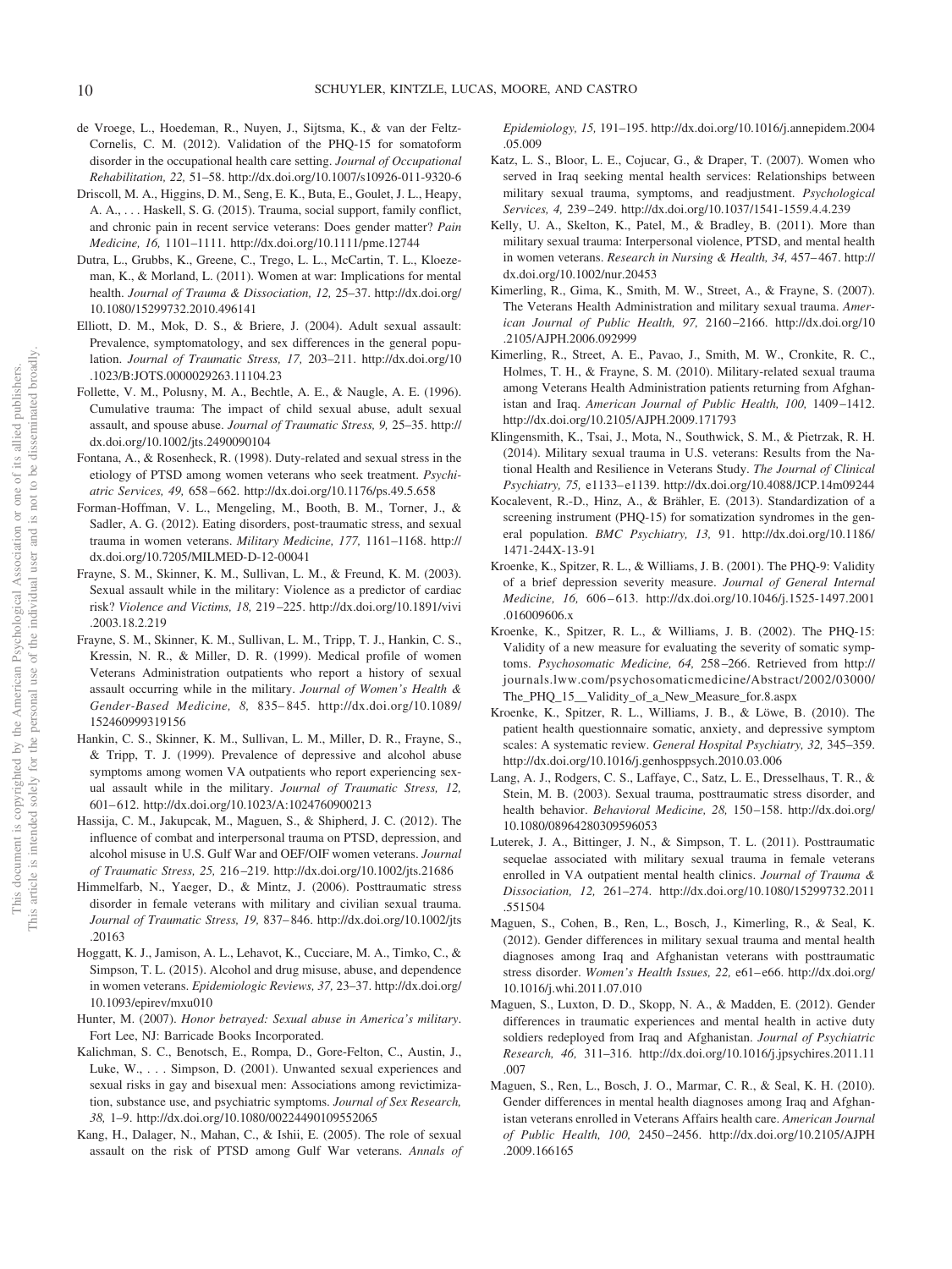de Vroege, L., Hoedeman, R., Nuyen, J., Sijtsma, K., & van der Feltz-Cornelis, C. M. (2012). Validation of the PHQ-15 for somatoform disorder in the occupational health care setting. *Journal of Occupational Rehabilitation, 22,* 51–58. http://dx.doi.org/10.1007/s10926-011-9320-6

Driscoll, M. A., Higgins, D. M., Seng, E. K., Buta, E., Goulet, J. L., Heapy, A. A., . . . Haskell, S. G. (2015). Trauma, social support, family conflict, and chronic pain in recent service veterans: Does gender matter? *Pain Medicine, 16,* 1101–1111. http://dx.doi.org/10.1111/pme.12744

Dutra, L., Grubbs, K., Greene, C., Trego, L. L., McCartin, T. L., Kloezeman, K., & Morland, L. (2011). Women at war: Implications for mental health. *Journal of Trauma & Dissociation, 12,* 25–37. http://dx.doi.org/10.1080/15299732.2010.496141

Elliott, D. M., Mok, D. S., & Briere, J. (2004). Adult sexual assault: Prevalence, symptomatology, and sex differences in the general population. *Journal of Traumatic Stress, 17,* 203–211. http://dx.doi.org/10.1023/B:JOTS.0000029263.11104.23

Follette, V. M., Polusny, M. A., Bechtle, A. E., & Naugle, A. E. (1996). Cumulative trauma: The impact of child sexual abuse, adult sexual assault, and spouse abuse. *Journal of Traumatic Stress, 9,* 25–35. http://dx.doi.org/10.1002/jts.2490090104

Fontana, A., & Rosenheck, R. (1998). Duty-related and sexual stress in the etiology of PTSD among women veterans who seek treatment. *Psychiatric Services, 49,* 658–662. http://dx.doi.org/10.1176/ps.49.5.658

Forman-Hoffman, V. L., Mengeling, M., Booth, B. M., Torner, J., & Sadler, A. G. (2012). Eating disorders, post-traumatic stress, and sexual trauma in women veterans. *Military Medicine, 177,* 1161–1168. http://dx.doi.org/10.7205/MILMED-D-12-00041

Frayne, S. M., Skinner, K. M., Sullivan, L. M., & Freund, K. M. (2003). Sexual assault while in the military: Violence as a predictor of cardiac risk? *Violence and Victims, 18,* 219–225. http://dx.doi.org/10.1891/vivi.2003.18.2.219

Frayne, S. M., Skinner, K. M., Sullivan, L. M., Tripp, T. J., Hankin, C. S., Kressin, N. R., & Miller, D. R. (1999). Medical profile of women Veterans Administration outpatients who report a history of sexual assault occurring while in the military. *Journal of Women's Health & Gender-Based Medicine, 8,* 835–845. http://dx.doi.org/10.1089/152460999319156

Hankin, C. S., Skinner, K. M., Sullivan, L. M., Miller, D. R., Frayne, S., & Tripp, T. J. (1999). Prevalence of depressive and alcohol abuse symptoms among women VA outpatients who report experiencing sexual assault while in the military. *Journal of Traumatic Stress, 12,* 601–612. http://dx.doi.org/10.1023/A:1024760900213

Hassija, C. M., Jakupcak, M., Maguen, S., & Shipherd, J. C. (2012). The influence of combat and interpersonal trauma on PTSD, depression, and alcohol misuse in U.S. Gulf War and OEF/OIF women veterans. *Journal of Traumatic Stress, 25,* 216–219. http://dx.doi.org/10.1002/jts.21686

Himmelfarb, N., Yaeger, D., & Mintz, J. (2006). Posttraumatic stress disorder in female veterans with military and civilian sexual trauma. *Journal of Traumatic Stress, 19,* 837–846. http://dx.doi.org/10.1002/jts.20163

Hoggatt, K. J., Jamison, A. L., Lehavot, K., Cucciare, M. A., Timko, C., & Simpson, T. L. (2015). Alcohol and drug misuse, abuse, and dependence in women veterans. *Epidemiologic Reviews, 37,* 23–37. http://dx.doi.org/10.1093/epirev/mxu010

Hunter, M. (2007). *Honor betrayed: Sexual abuse in America's military*. Fort Lee, NJ: Barricade Books Incorporated.

Kalichman, S. C., Benotsch, E., Rompa, D., Gore-Felton, C., Austin, J., Luke, W., . . . Simpson, D. (2001). Unwanted sexual experiences and sexual risks in gay and bisexual men: Associations among revictimization, substance use, and psychiatric symptoms. *Journal of Sex Research, 38,* 1–9. http://dx.doi.org/10.1080/00224490109552065

Kang, H., Dalager, N., Mahan, C., & Ishii, E. (2005). The role of sexual assault on the risk of PTSD among Gulf War veterans. *Annals of Epidemiology, 15,* 191–195. http://dx.doi.org/10.1016/j.annepidem.2004.05.009

Katz, L. S., Bloor, L. E., Cojucar, G., & Draper, T. (2007). Women who served in Iraq seeking mental health services: Relationships between military sexual trauma, symptoms, and readjustment. *Psychological Services, 4,* 239–249. http://dx.doi.org/10.1037/1541-1559.4.4.239

Kelly, U. A., Skelton, K., Patel, M., & Bradley, B. (2011). More than military sexual trauma: Interpersonal violence, PTSD, and mental health in women veterans. *Research in Nursing & Health, 34,* 457–467. http://dx.doi.org/10.1002/nur.20453

Kimerling, R., Gima, K., Smith, M. W., Street, A., & Frayne, S. (2007). The Veterans Health Administration and military sexual trauma. *American Journal of Public Health, 97,* 2160–2166. http://dx.doi.org/10.2105/AJPH.2006.092999

Kimerling, R., Street, A. E., Pavao, J., Smith, M. W., Cronkite, R. C., Holmes, T. H., & Frayne, S. M. (2010). Military-related sexual trauma among Veterans Health Administration patients returning from Afghanistan and Iraq. *American Journal of Public Health, 100,* 1409–1412. http://dx.doi.org/10.2105/AJPH.2009.171793

Klingensmith, K., Tsai, J., Mota, N., Southwick, S. M., & Pietrzak, R. H. (2014). Military sexual trauma in U.S. veterans: Results from the National Health and Resilience in Veterans Study. *The Journal of Clinical Psychiatry, 75,* e1133–e1139. http://dx.doi.org/10.4088/JCP.14m09244

Kocalevent, R.-D., Hinz, A., & Brähler, E. (2013). Standardization of a screening instrument (PHQ-15) for somatization syndromes in the general population. *BMC Psychiatry, 13,* 91. http://dx.doi.org/10.1186/1471-244X-13-91

Kroenke, K., Spitzer, R. L., & Williams, J. B. (2001). The PHQ-9: Validity of a brief depression severity measure. *Journal of General Internal Medicine, 16,* 606–613. http://dx.doi.org/10.1046/j.1525-1497.2001.016009606.x

Kroenke, K., Spitzer, R. L., & Williams, J. B. (2002). The PHQ-15: Validity of a new measure for evaluating the severity of somatic symptoms. *Psychosomatic Medicine, 64,* 258–266. Retrieved from http://journals.lww.com/psychosomaticmedicine/Abstract/2002/03000/The_PHQ_15__Validity_of_a_New_Measure_for.8.aspx

Kroenke, K., Spitzer, R. L., Williams, J. B., & Löwe, B. (2010). The patient health questionnaire somatic, anxiety, and depressive symptom scales: A systematic review. *General Hospital Psychiatry, 32,* 345–359. http://dx.doi.org/10.1016/j.genhosppsych.2010.03.006

Lang, A. J., Rodgers, C. S., Laffaye, C., Satz, L. E., Dresselhaus, T. R., & Stein, M. B. (2003). Sexual trauma, posttraumatic stress disorder, and health behavior. *Behavioral Medicine, 28,* 150–158. http://dx.doi.org/10.1080/08964280309596053

Luterek, J. A., Bittinger, J. N., & Simpson, T. L. (2011). Posttraumatic sequelae associated with military sexual trauma in female veterans enrolled in VA outpatient mental health clinics. *Journal of Trauma & Dissociation, 12,* 261–274. http://dx.doi.org/10.1080/15299732.2011.551504

Maguen, S., Cohen, B., Ren, L., Bosch, J., Kimerling, R., & Seal, K. (2012). Gender differences in military sexual trauma and mental health diagnoses among Iraq and Afghanistan veterans with posttraumatic stress disorder. *Women's Health Issues, 22,* e61–e66. http://dx.doi.org/10.1016/j.whi.2011.07.010

Maguen, S., Luxton, D. D., Skopp, N. A., & Madden, E. (2012). Gender differences in traumatic experiences and mental health in active duty soldiers redeployed from Iraq and Afghanistan. *Journal of Psychiatric Research, 46,* 311–316. http://dx.doi.org/10.1016/j.jpsychires.2011.11.007

Maguen, S., Ren, L., Bosch, J. O., Marmar, C. R., & Seal, K. H. (2010). Gender differences in mental health diagnoses among Iraq and Afghanistan veterans enrolled in Veterans Affairs health care. *American Journal of Public Health, 100,* 2450–2456. http://dx.doi.org/10.2105/AJPH.2009.166165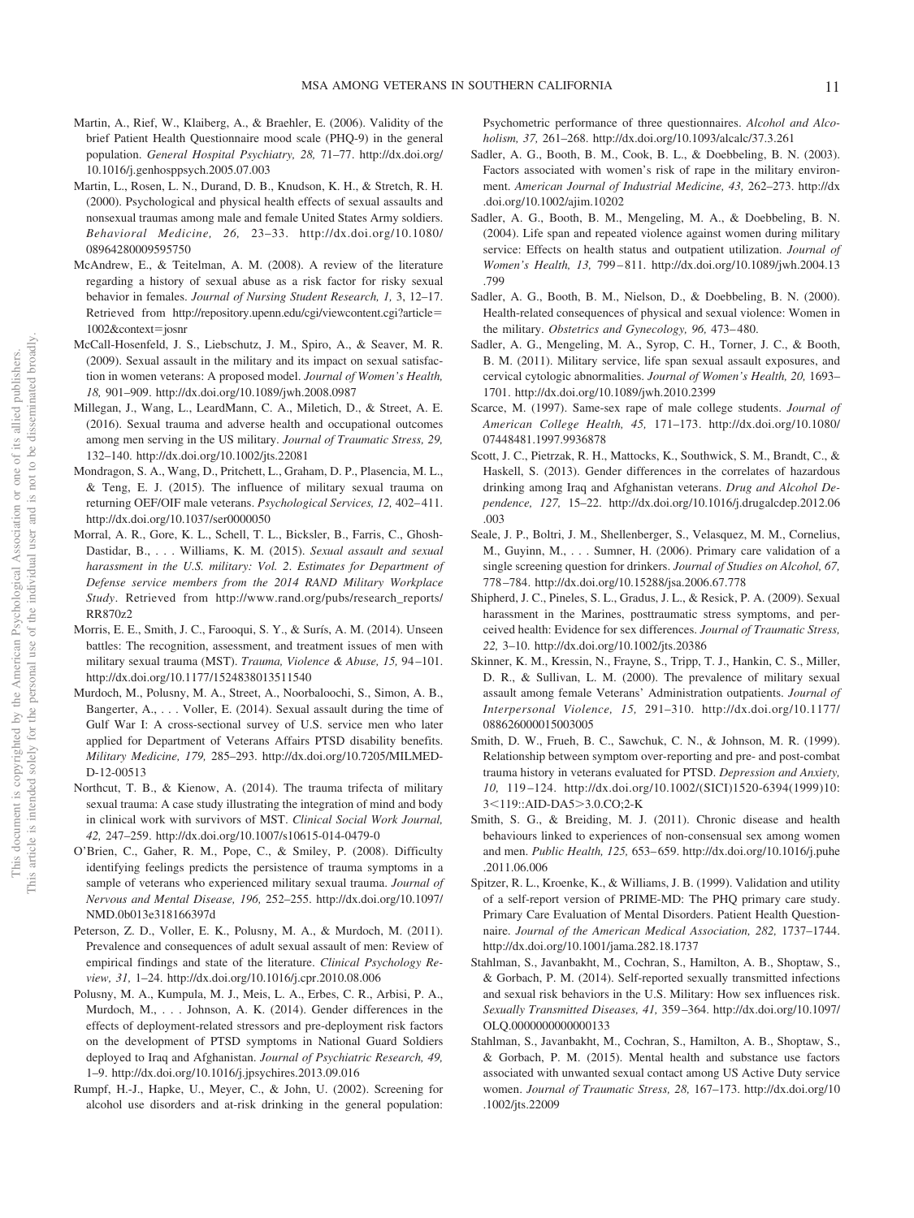Martin, A., Rief, W., Klaiberg, A., & Braehler, E. (2006). Validity of the brief Patient Health Questionnaire mood scale (PHQ-9) in the general population. *General Hospital Psychiatry, 28,* 71–77. http://dx.doi.org/10.1016/j.genhosppsych.2005.07.003

Martin, L., Rosen, L. N., Durand, D. B., Knudson, K. H., & Stretch, R. H. (2000). Psychological and physical health effects of sexual assaults and nonsexual traumas among male and female United States Army soldiers. *Behavioral Medicine, 26,* 23–33. http://dx.doi.org/10.1080/08964280009595750

McAndrew, E., & Teitelman, A. M. (2008). A review of the literature regarding a history of sexual abuse as a risk factor for risky sexual behavior in females. *Journal of Nursing Student Research, 1,* 3, 12–17. Retrieved from http://repository.upenn.edu/cgi/viewcontent.cgi?article=1002&context=josnr

McCall-Hosenfeld, J. S., Liebschutz, J. M., Spiro, A., & Seaver, M. R. (2009). Sexual assault in the military and its impact on sexual satisfaction in women veterans: A proposed model. *Journal of Women's Health, 18,* 901–909. http://dx.doi.org/10.1089/jwh.2008.0987

Millegan, J., Wang, L., LeardMann, C. A., Miletich, D., & Street, A. E. (2016). Sexual trauma and adverse health and occupational outcomes among men serving in the US military. *Journal of Traumatic Stress, 29,* 132–140. http://dx.doi.org/10.1002/jts.22081

Mondragon, S. A., Wang, D., Pritchett, L., Graham, D. P., Plasencia, M. L., & Teng, E. J. (2015). The influence of military sexual trauma on returning OEF/OIF male veterans. *Psychological Services, 12,* 402–411. http://dx.doi.org/10.1037/ser0000050

Morral, A. R., Gore, K. L., Schell, T. L., Bicksler, B., Farris, C., Ghosh-Dastidar, B., . . . Williams, K. M. (2015). *Sexual assault and sexual harassment in the U.S. military: Vol. 2. Estimates for Department of Defense service members from the 2014 RAND Military Workplace Study*. Retrieved from http://www.rand.org/pubs/research_reports/RR870z2

Morris, E. E., Smith, J. C., Farooqui, S. Y., & Surís, A. M. (2014). Unseen battles: The recognition, assessment, and treatment issues of men with military sexual trauma (MST). *Trauma, Violence & Abuse, 15,* 94–101. http://dx.doi.org/10.1177/1524838013511540

Murdoch, M., Polusny, M. A., Street, A., Noorbaloochi, S., Simon, A. B., Bangerter, A., . . . Voller, E. (2014). Sexual assault during the time of Gulf War I: A cross-sectional survey of U.S. service men who later applied for Department of Veterans Affairs PTSD disability benefits. *Military Medicine, 179,* 285–293. http://dx.doi.org/10.7205/MILMED-D-12-00513

Northcut, T. B., & Kienow, A. (2014). The trauma trifecta of military sexual trauma: A case study illustrating the integration of mind and body in clinical work with survivors of MST. *Clinical Social Work Journal, 42,* 247–259. http://dx.doi.org/10.1007/s10615-014-0479-0

O'Brien, C., Gaher, R. M., Pope, C., & Smiley, P. (2008). Difficulty identifying feelings predicts the persistence of trauma symptoms in a sample of veterans who experienced military sexual trauma. *Journal of Nervous and Mental Disease, 196,* 252–255. http://dx.doi.org/10.1097/NMD.0b013e318166397d

Peterson, Z. D., Voller, E. K., Polusny, M. A., & Murdoch, M. (2011). Prevalence and consequences of adult sexual assault of men: Review of empirical findings and state of the literature. *Clinical Psychology Review, 31,* 1–24. http://dx.doi.org/10.1016/j.cpr.2010.08.006

Polusny, M. A., Kumpula, M. J., Meis, L. A., Erbes, C. R., Arbisi, P. A., Murdoch, M., . . . Johnson, A. K. (2014). Gender differences in the effects of deployment-related stressors and pre-deployment risk factors on the development of PTSD symptoms in National Guard Soldiers deployed to Iraq and Afghanistan. *Journal of Psychiatric Research, 49,* 1–9. http://dx.doi.org/10.1016/j.jpsychires.2013.09.016

Rumpf, H.-J., Hapke, U., Meyer, C., & John, U. (2002). Screening for alcohol use disorders and at-risk drinking in the general population: Psychometric performance of three questionnaires. *Alcohol and Alcoholism, 37,* 261–268. http://dx.doi.org/10.1093/alcalc/37.3.261

Sadler, A. G., Booth, B. M., Cook, B. L., & Doebbeling, B. N. (2003). Factors associated with women's risk of rape in the military environment. *American Journal of Industrial Medicine, 43,* 262–273. http://dx.doi.org/10.1002/ajim.10202

Sadler, A. G., Booth, B. M., Mengeling, M. A., & Doebbeling, B. N. (2004). Life span and repeated violence against women during military service: Effects on health status and outpatient utilization. *Journal of Women's Health, 13,* 799–811. http://dx.doi.org/10.1089/jwh.2004.13.799

Sadler, A. G., Booth, B. M., Nielson, D., & Doebbeling, B. N. (2000). Health-related consequences of physical and sexual violence: Women in the military. *Obstetrics and Gynecology, 96,* 473–480.

Sadler, A. G., Mengeling, M. A., Syrop, C. H., Torner, J. C., & Booth, B. M. (2011). Military service, life span sexual assault exposures, and cervical cytologic abnormalities. *Journal of Women's Health, 20,* 1693–1701. http://dx.doi.org/10.1089/jwh.2010.2399

Scarce, M. (1997). Same-sex rape of male college students. *Journal of American College Health, 45,* 171–173. http://dx.doi.org/10.1080/07448481.1997.9936878

Scott, J. C., Pietrzak, R. H., Mattocks, K., Southwick, S. M., Brandt, C., & Haskell, S. (2013). Gender differences in the correlates of hazardous drinking among Iraq and Afghanistan veterans. *Drug and Alcohol Dependence, 127,* 15–22. http://dx.doi.org/10.1016/j.drugalcdep.2012.06.003

Seale, J. P., Boltri, J. M., Shellenberger, S., Velasquez, M. M., Cornelius, M., Guyinn, M., . . . Sumner, H. (2006). Primary care validation of a single screening question for drinkers. *Journal of Studies on Alcohol, 67,* 778–784. http://dx.doi.org/10.15288/jsa.2006.67.778

Shipherd, J. C., Pineles, S. L., Gradus, J. L., & Resick, P. A. (2009). Sexual harassment in the Marines, posttraumatic stress symptoms, and perceived health: Evidence for sex differences. *Journal of Traumatic Stress, 22,* 3–10. http://dx.doi.org/10.1002/jts.20386

Skinner, K. M., Kressin, N., Frayne, S., Tripp, T. J., Hankin, C. S., Miller, D. R., & Sullivan, L. M. (2000). The prevalence of military sexual assault among female Veterans' Administration outpatients. *Journal of Interpersonal Violence, 15,* 291–310. http://dx.doi.org/10.1177/088626000015003005

Smith, D. W., Frueh, B. C., Sawchuk, C. N., & Johnson, M. R. (1999). Relationship between symptom over-reporting and pre- and post-combat trauma history in veterans evaluated for PTSD. *Depression and Anxiety, 10,* 119–124. http://dx.doi.org/10.1002/(SICI)1520-6394(1999)10:3<119::AID-DA5>3.0.CO;2-K

Smith, S. G., & Breiding, M. J. (2011). Chronic disease and health behaviours linked to experiences of non-consensual sex among women and men. *Public Health, 125,* 653–659. http://dx.doi.org/10.1016/j.puhe.2011.06.006

Spitzer, R. L., Kroenke, K., & Williams, J. B. (1999). Validation and utility of a self-report version of PRIME-MD: The PHQ primary care study. Primary Care Evaluation of Mental Disorders. Patient Health Questionnaire. *Journal of the American Medical Association, 282,* 1737–1744. http://dx.doi.org/10.1001/jama.282.18.1737

Stahlman, S., Javanbakht, M., Cochran, S., Hamilton, A. B., Shoptaw, S., & Gorbach, P. M. (2014). Self-reported sexually transmitted infections and sexual risk behaviors in the U.S. Military: How sex influences risk. *Sexually Transmitted Diseases, 41,* 359–364. http://dx.doi.org/10.1097/OLQ.0000000000000133

Stahlman, S., Javanbakht, M., Cochran, S., Hamilton, A. B., Shoptaw, S., & Gorbach, P. M. (2015). Mental health and substance use factors associated with unwanted sexual contact among US Active Duty service women. *Journal of Traumatic Stress, 28,* 167–173. http://dx.doi.org/10.1002/jts.22009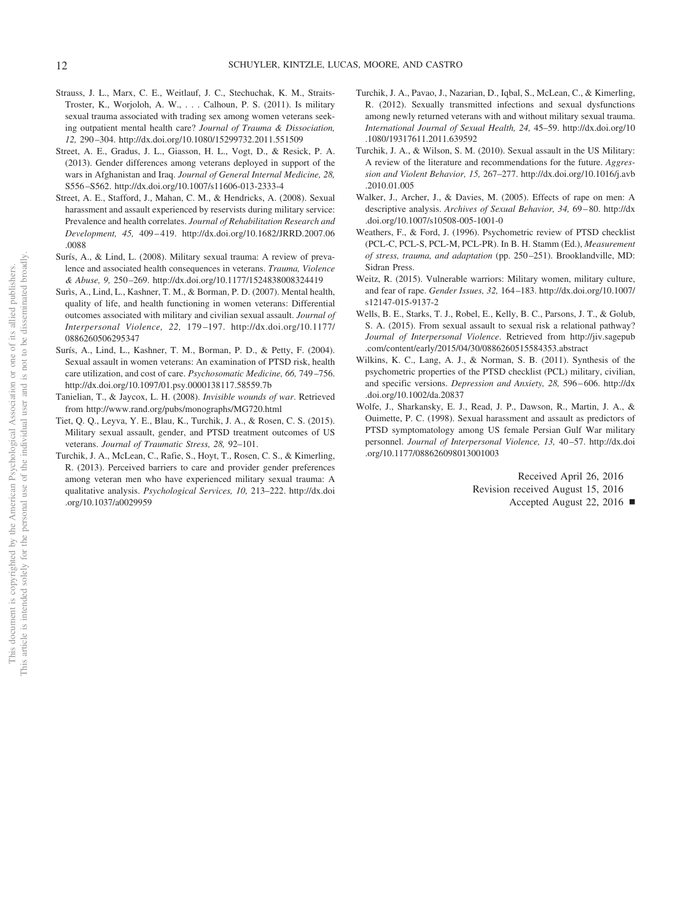Strauss, J. L., Marx, C. E., Weitlauf, J. C., Stechuchak, K. M., Straits-Troster, K., Worjoloh, A. W., . . . Calhoun, P. S. (2011). Is military sexual trauma associated with trading sex among women veterans seeking outpatient mental health care? *Journal of Trauma & Dissociation, 12,* 290–304. http://dx.doi.org/10.1080/15299732.2011.551509

Street, A. E., Gradus, J. L., Giasson, H. L., Vogt, D., & Resick, P. A. (2013). Gender differences among veterans deployed in support of the wars in Afghanistan and Iraq. *Journal of General Internal Medicine, 28,* S556–S562. http://dx.doi.org/10.1007/s11606-013-2333-4

Street, A. E., Stafford, J., Mahan, C. M., & Hendricks, A. (2008). Sexual harassment and assault experienced by reservists during military service: Prevalence and health correlates. *Journal of Rehabilitation Research and Development, 45,* 409–419. http://dx.doi.org/10.1682/JRRD.2007.06.0088

Surís, A., & Lind, L. (2008). Military sexual trauma: A review of prevalence and associated health consequences in veterans. *Trauma, Violence & Abuse, 9,* 250–269. http://dx.doi.org/10.1177/1524838008324419

Surìs, A., Lind, L., Kashner, T. M., & Borman, P. D. (2007). Mental health, quality of life, and health functioning in women veterans: Differential outcomes associated with military and civilian sexual assault. *Journal of Interpersonal Violence, 22,* 179–197. http://dx.doi.org/10.1177/0886260506295347

Surís, A., Lind, L., Kashner, T. M., Borman, P. D., & Petty, F. (2004). Sexual assault in women veterans: An examination of PTSD risk, health care utilization, and cost of care. *Psychosomatic Medicine, 66,* 749–756. http://dx.doi.org/10.1097/01.psy.0000138117.58559.7b

Tanielian, T., & Jaycox, L. H. (2008). *Invisible wounds of war*. Retrieved from http://www.rand.org/pubs/monographs/MG720.html

Tiet, Q. Q., Leyva, Y. E., Blau, K., Turchik, J. A., & Rosen, C. S. (2015). Military sexual assault, gender, and PTSD treatment outcomes of US veterans. *Journal of Traumatic Stress, 28,* 92–101.

Turchik, J. A., McLean, C., Rafie, S., Hoyt, T., Rosen, C. S., & Kimerling, R. (2013). Perceived barriers to care and provider gender preferences among veteran men who have experienced military sexual trauma: A qualitative analysis. *Psychological Services, 10,* 213–222. http://dx.doi.org/10.1037/a0029959

Turchik, J. A., Pavao, J., Nazarian, D., Iqbal, S., McLean, C., & Kimerling, R. (2012). Sexually transmitted infections and sexual dysfunctions among newly returned veterans with and without military sexual trauma. *International Journal of Sexual Health, 24,* 45–59. http://dx.doi.org/10.1080/19317611.2011.639592

Turchik, J. A., & Wilson, S. M. (2010). Sexual assault in the US Military: A review of the literature and recommendations for the future. *Aggression and Violent Behavior, 15,* 267–277. http://dx.doi.org/10.1016/j.avb.2010.01.005

Walker, J., Archer, J., & Davies, M. (2005). Effects of rape on men: A descriptive analysis. *Archives of Sexual Behavior, 34,* 69–80. http://dx.doi.org/10.1007/s10508-005-1001-0

Weathers, F., & Ford, J. (1996). Psychometric review of PTSD checklist (PCL-C, PCL-S, PCL-M, PCL-PR). In B. H. Stamm (Ed.), *Measurement of stress, trauma, and adaptation* (pp. 250–251). Brooklandville, MD: Sidran Press.

Weitz, R. (2015). Vulnerable warriors: Military women, military culture, and fear of rape. *Gender Issues, 32,* 164–183. http://dx.doi.org/10.1007/s12147-015-9137-2

Wells, B. E., Starks, T. J., Robel, E., Kelly, B. C., Parsons, J. T., & Golub, S. A. (2015). From sexual assault to sexual risk a relational pathway? *Journal of Interpersonal Violence*. Retrieved from http://jiv.sagepub.com/content/early/2015/04/30/0886260515584353.abstract

Wilkins, K. C., Lang, A. J., & Norman, S. B. (2011). Synthesis of the psychometric properties of the PTSD checklist (PCL) military, civilian, and specific versions. *Depression and Anxiety, 28,* 596–606. http://dx.doi.org/10.1002/da.20837

Wolfe, J., Sharkansky, E. J., Read, J. P., Dawson, R., Martin, J. A., & Ouimette, P. C. (1998). Sexual harassment and assault as predictors of PTSD symptomatology among US female Persian Gulf War military personnel. *Journal of Interpersonal Violence, 13,* 40–57. http://dx.doi.org/10.1177/088626098013001003

Received April 26, 2016
Revision received August 15, 2016
Accepted August 22, 2016 ■